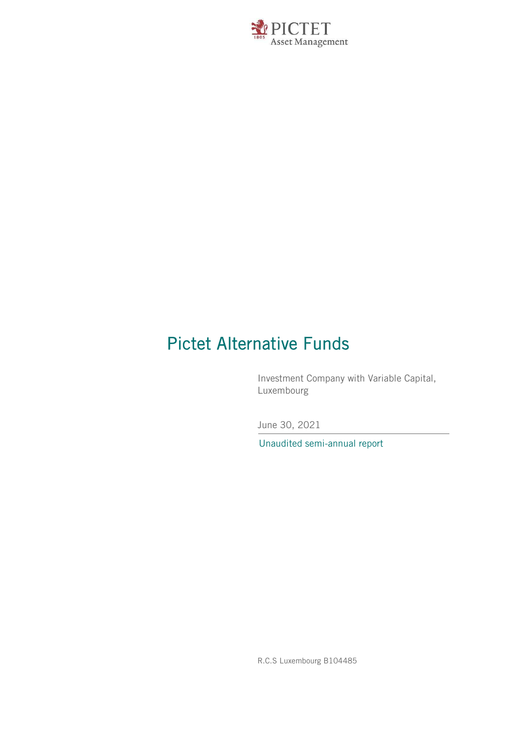PICTET
Asset Management

# Pictet Alternative Funds

Investment Company with Variable Capital, Luxembourg

June 30, 2021

Unaudited semi-annual report

R.C.S Luxembourg B104485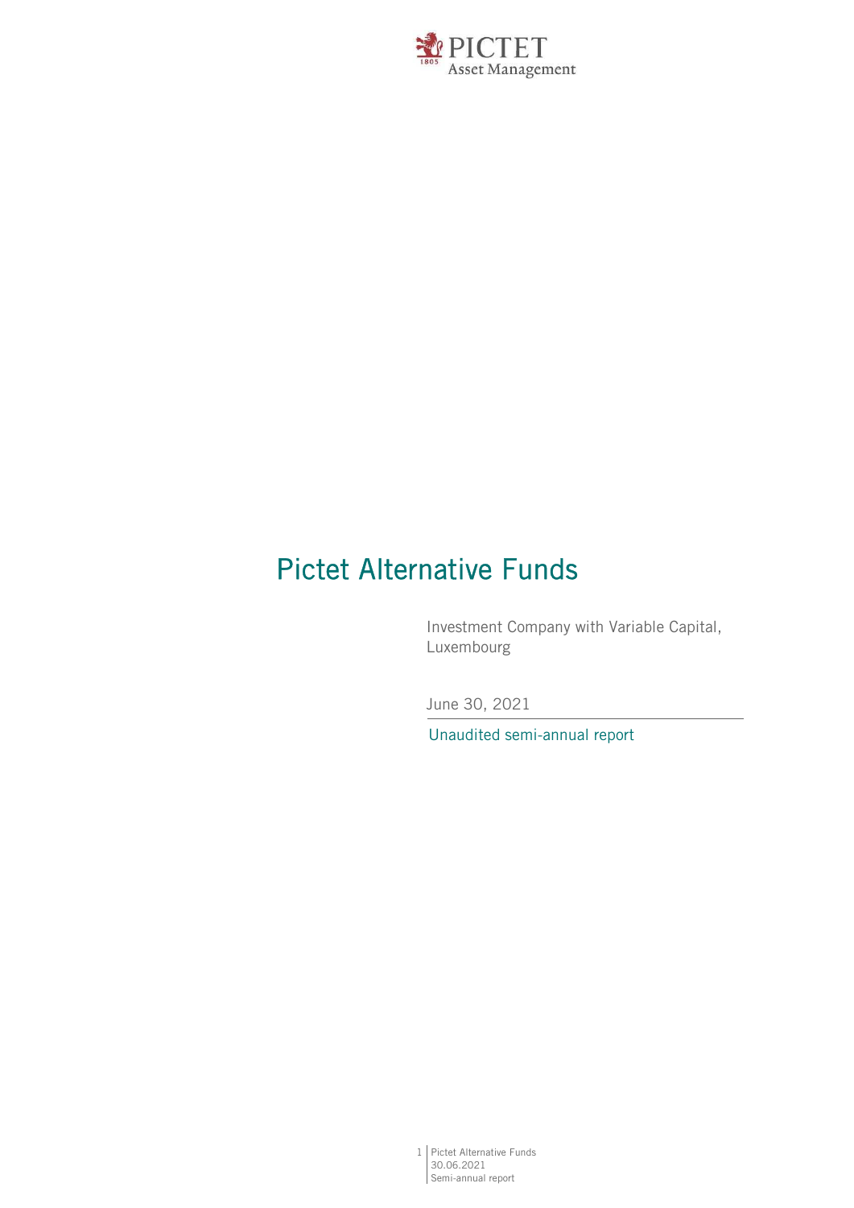# Pictet Alternative Funds

Investment Company with Variable Capital, Luxembourg

June 30, 2021

Unaudited semi-annual report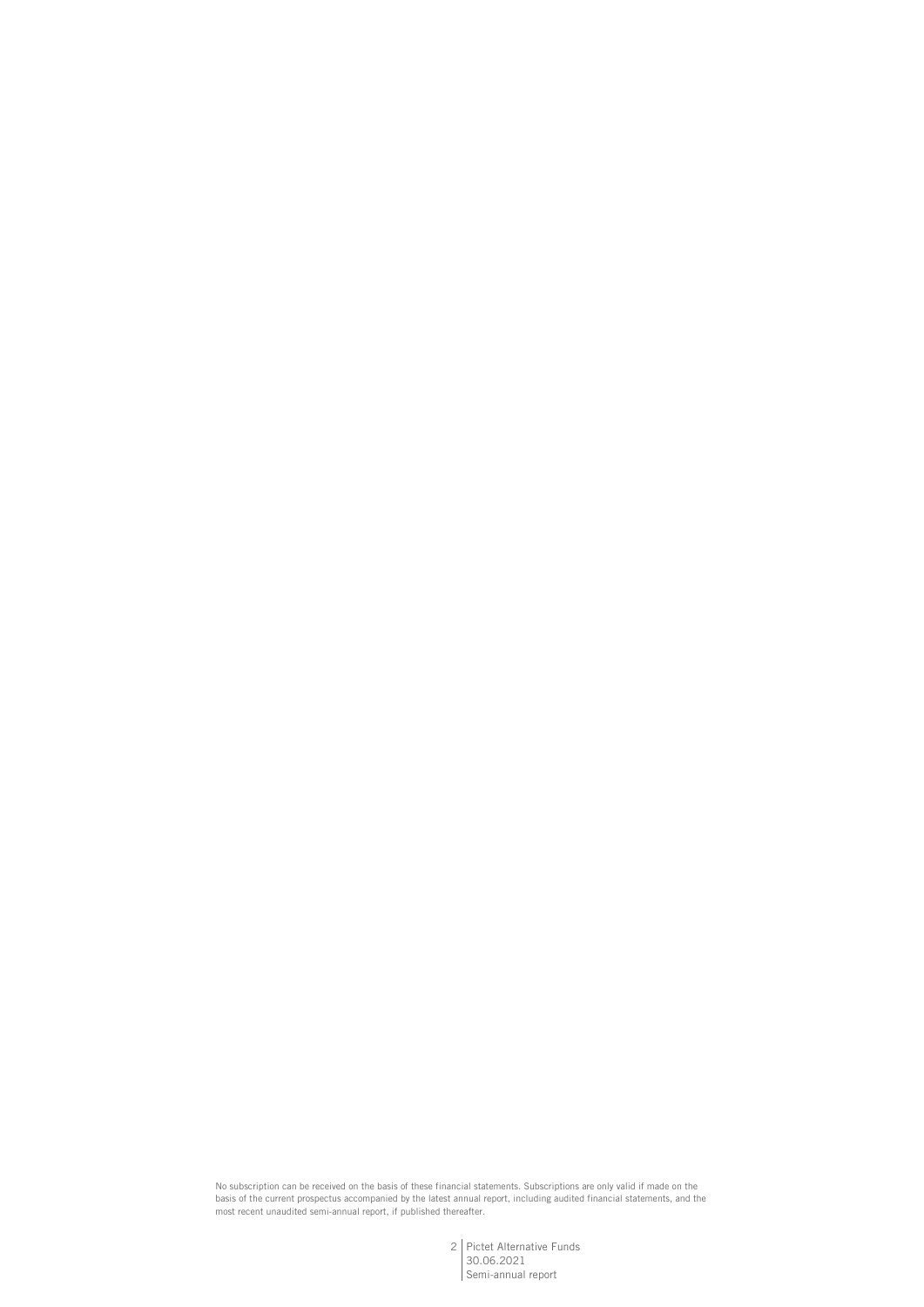No subscription can be received on the basis of these financial statements. Subscriptions are only valid if made on the basis of the current prospectus accompanied by the latest annual report, including audited financial statements, and the most recent unaudited semi-annual report, if published thereafter.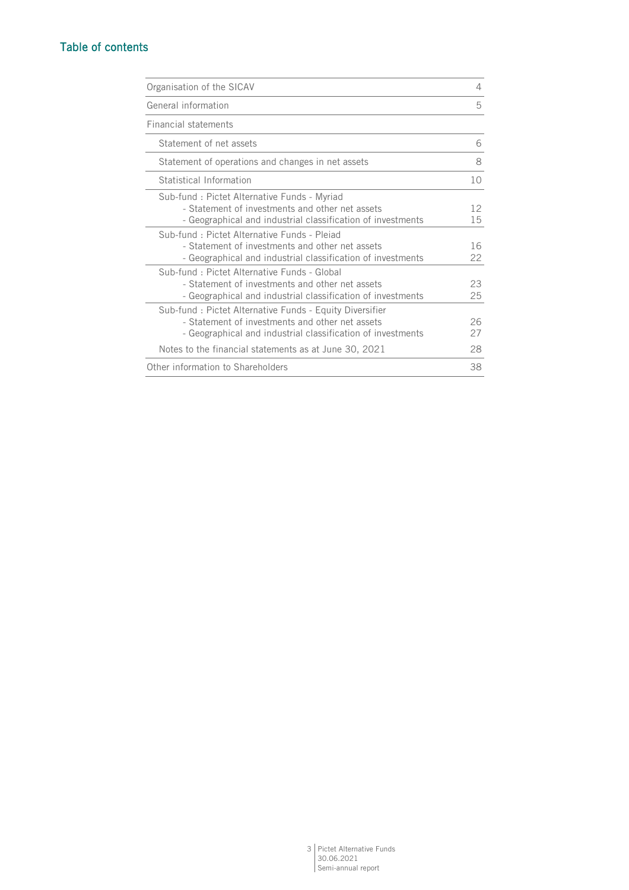## Table of contents

| | |
|---|---|
| Organisation of the SICAV | 4 |
| General information | 5 |
| Financial statements | |
| Statement of net assets | 6 |
| Statement of operations and changes in net assets | 8 |
| Statistical Information | 10 |
| Sub-fund : Pictet Alternative Funds - Myriad | |
| - Statement of investments and other net assets | 12 |
| - Geographical and industrial classification of investments | 15 |
| Sub-fund : Pictet Alternative Funds - Pleiad | |
| - Statement of investments and other net assets | 16 |
| - Geographical and industrial classification of investments | 22 |
| Sub-fund : Pictet Alternative Funds - Global | |
| - Statement of investments and other net assets | 23 |
| - Geographical and industrial classification of investments | 25 |
| Sub-fund : Pictet Alternative Funds - Equity Diversifier | |
| - Statement of investments and other net assets | 26 |
| - Geographical and industrial classification of investments | 27 |
| Notes to the financial statements as at June 30, 2021 | 28 |
| Other information to Shareholders | 38 |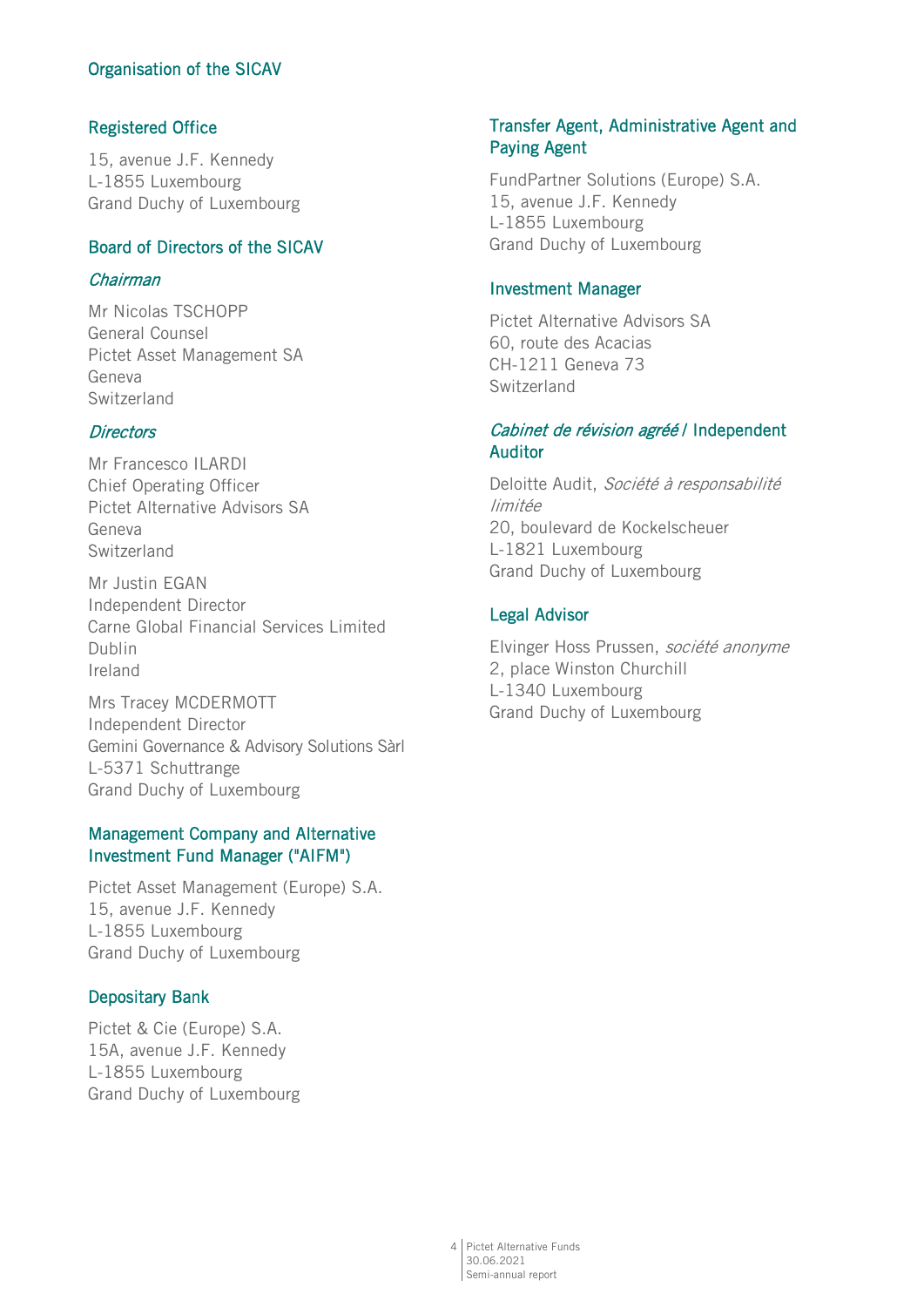# Organisation of the SICAV

## Registered Office

15, avenue J.F. Kennedy
L-1855 Luxembourg
Grand Duchy of Luxembourg

## Board of Directors of the SICAV

### *Chairman*

Mr Nicolas TSCHOPP
General Counsel
Pictet Asset Management SA
Geneva
Switzerland

### *Directors*

Mr Francesco ILARDI
Chief Operating Officer
Pictet Alternative Advisors SA
Geneva
Switzerland

Mr Justin EGAN
Independent Director
Carne Global Financial Services Limited
Dublin
Ireland

Mrs Tracey MCDERMOTT
Independent Director
Gemini Governance & Advisory Solutions Sàrl
L-5371 Schuttrange
Grand Duchy of Luxembourg

## Management Company and Alternative Investment Fund Manager ("AIFM")

Pictet Asset Management (Europe) S.A.
15, avenue J.F. Kennedy
L-1855 Luxembourg
Grand Duchy of Luxembourg

## Depositary Bank

Pictet & Cie (Europe) S.A.
15A, avenue J.F. Kennedy
L-1855 Luxembourg
Grand Duchy of Luxembourg

## Transfer Agent, Administrative Agent and Paying Agent

FundPartner Solutions (Europe) S.A.
15, avenue J.F. Kennedy
L-1855 Luxembourg
Grand Duchy of Luxembourg

## Investment Manager

Pictet Alternative Advisors SA
60, route des Acacias
CH-1211 Geneva 73
Switzerland

## *Cabinet de révision agréé* / Independent Auditor

Deloitte Audit, *Société à responsabilité limitée*
20, boulevard de Kockelscheuer
L-1821 Luxembourg
Grand Duchy of Luxembourg

## Legal Advisor

Elvinger Hoss Prussen, *société anonyme*
2, place Winston Churchill
L-1340 Luxembourg
Grand Duchy of Luxembourg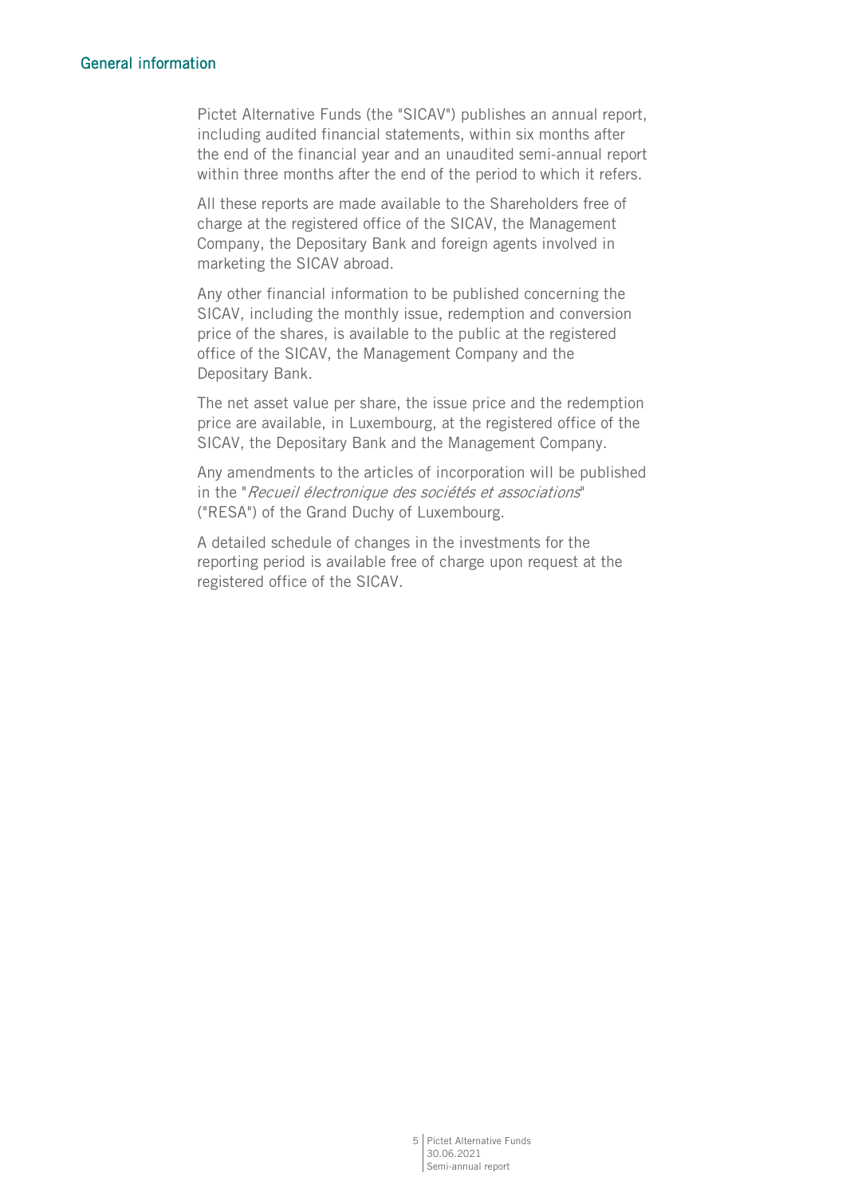# General information

Pictet Alternative Funds (the "SICAV") publishes an annual report, including audited financial statements, within six months after the end of the financial year and an unaudited semi-annual report within three months after the end of the period to which it refers.

All these reports are made available to the Shareholders free of charge at the registered office of the SICAV, the Management Company, the Depositary Bank and foreign agents involved in marketing the SICAV abroad.

Any other financial information to be published concerning the SICAV, including the monthly issue, redemption and conversion price of the shares, is available to the public at the registered office of the SICAV, the Management Company and the Depositary Bank.

The net asset value per share, the issue price and the redemption price are available, in Luxembourg, at the registered office of the SICAV, the Depositary Bank and the Management Company.

Any amendments to the articles of incorporation will be published in the "*Recueil électronique des sociétés et associations*" ("RESA") of the Grand Duchy of Luxembourg.

A detailed schedule of changes in the investments for the reporting period is available free of charge upon request at the registered office of the SICAV.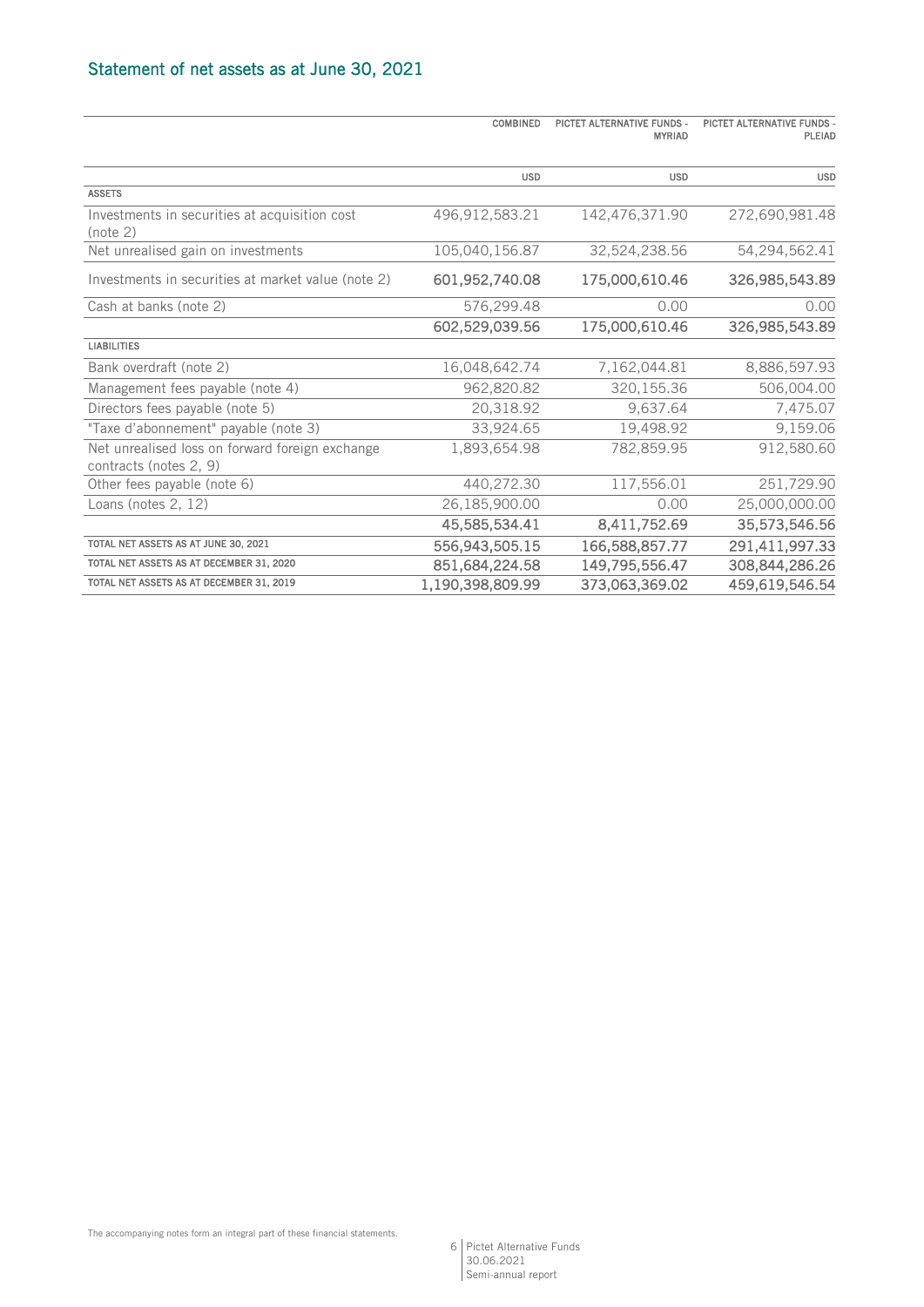# Statement of net assets as at June 30, 2021

| | COMBINED | PICTET ALTERNATIVE FUNDS - MYRIAD | PICTET ALTERNATIVE FUNDS - PLEIAD |
|---|---|---|---|
| | USD | USD | USD |
| **ASSETS** | | | |
| Investments in securities at acquisition cost (note 2) | 496,912,583.21 | 142,476,371.90 | 272,690,981.48 |
| Net unrealised gain on investments | 105,040,156.87 | 32,524,238.56 | 54,294,562.41 |
| Investments in securities at market value (note 2) | **601,952,740.08** | **175,000,610.46** | **326,985,543.89** |
| Cash at banks (note 2) | 576,299.48 | 0.00 | 0.00 |
| | **602,529,039.56** | **175,000,610.46** | **326,985,543.89** |
| **LIABILITIES** | | | |
| Bank overdraft (note 2) | 16,048,642.74 | 7,162,044.81 | 8,886,597.93 |
| Management fees payable (note 4) | 962,820.82 | 320,155.36 | 506,004.00 |
| Directors fees payable (note 5) | 20,318.92 | 9,637.64 | 7,475.07 |
| "Taxe d'abonnement" payable (note 3) | 33,924.65 | 19,498.92 | 9,159.06 |
| Net unrealised loss on forward foreign exchange contracts (notes 2, 9) | 1,893,654.98 | 782,859.95 | 912,580.60 |
| Other fees payable (note 6) | 440,272.30 | 117,556.01 | 251,729.90 |
| Loans (notes 2, 12) | 26,185,900.00 | 0.00 | 25,000,000.00 |
| | **45,585,534.41** | **8,411,752.69** | **35,573,546.56** |
| TOTAL NET ASSETS AS AT JUNE 30, 2021 | **556,943,505.15** | **166,588,857.77** | **291,411,997.33** |
| TOTAL NET ASSETS AS AT DECEMBER 31, 2020 | **851,684,224.58** | **149,795,556.47** | **308,844,286.26** |
| TOTAL NET ASSETS AS AT DECEMBER 31, 2019 | **1,190,398,809.99** | **373,063,369.02** | **459,619,546.54** |

The accompanying notes form an integral part of these financial statements.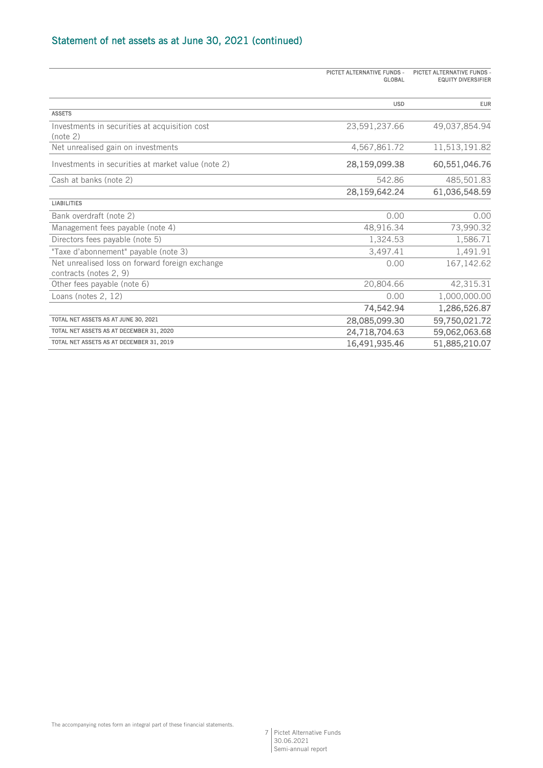## Statement of net assets as at June 30, 2021 (continued)

| | PICTET ALTERNATIVE FUNDS - GLOBAL | PICTET ALTERNATIVE FUNDS - EQUITY DIVERSIFIER |
|---|---|---|
| | USD | EUR |
| **ASSETS** | | |
| Investments in securities at acquisition cost (note 2) | 23,591,237.66 | 49,037,854.94 |
| Net unrealised gain on investments | 4,567,861.72 | 11,513,191.82 |
| Investments in securities at market value (note 2) | **28,159,099.38** | **60,551,046.76** |
| Cash at banks (note 2) | 542.86 | 485,501.83 |
| | **28,159,642.24** | **61,036,548.59** |
| **LIABILITIES** | | |
| Bank overdraft (note 2) | 0.00 | 0.00 |
| Management fees payable (note 4) | 48,916.34 | 73,990.32 |
| Directors fees payable (note 5) | 1,324.53 | 1,586.71 |
| "Taxe d'abonnement" payable (note 3) | 3,497.41 | 1,491.91 |
| Net unrealised loss on forward foreign exchange contracts (notes 2, 9) | 0.00 | 167,142.62 |
| Other fees payable (note 6) | 20,804.66 | 42,315.31 |
| Loans (notes 2, 12) | 0.00 | 1,000,000.00 |
| | **74,542.94** | **1,286,526.87** |
| TOTAL NET ASSETS AS AT JUNE 30, 2021 | **28,085,099.30** | **59,750,021.72** |
| TOTAL NET ASSETS AS AT DECEMBER 31, 2020 | **24,718,704.63** | **59,062,063.68** |
| TOTAL NET ASSETS AS AT DECEMBER 31, 2019 | **16,491,935.46** | **51,885,210.07** |

The accompanying notes form an integral part of these financial statements.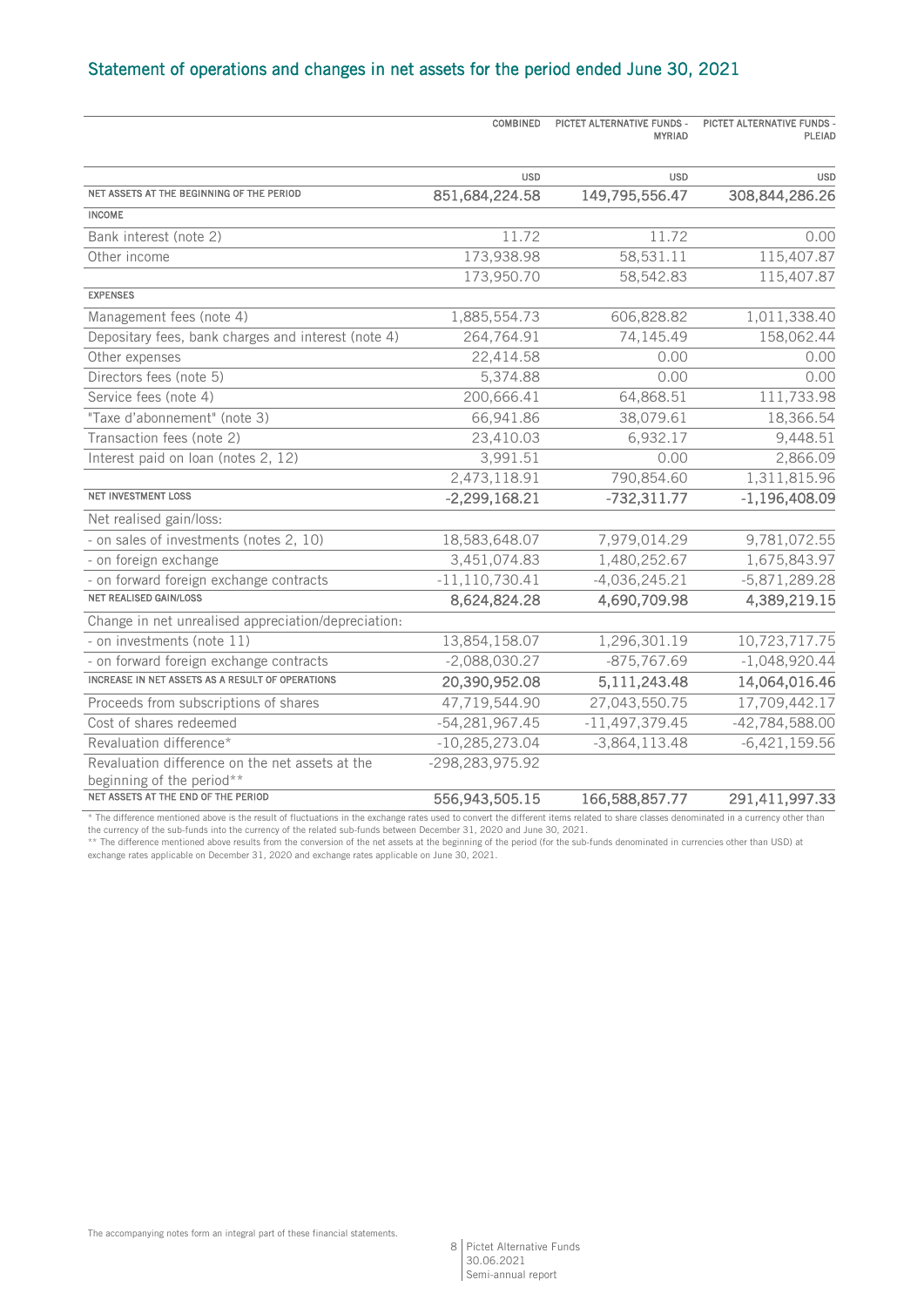## Statement of operations and changes in net assets for the period ended June 30, 2021

| | COMBINED | PICTET ALTERNATIVE FUNDS - MYRIAD | PICTET ALTERNATIVE FUNDS - PLEIAD |
|---|---|---|---|
| | USD | USD | USD |
| **NET ASSETS AT THE BEGINNING OF THE PERIOD** | **851,684,224.58** | **149,795,556.47** | **308,844,286.26** |
| **INCOME** | | | |
| Bank interest (note 2) | 11.72 | 11.72 | 0.00 |
| Other income | 173,938.98 | 58,531.11 | 115,407.87 |
| | 173,950.70 | 58,542.83 | 115,407.87 |
| **EXPENSES** | | | |
| Management fees (note 4) | 1,885,554.73 | 606,828.82 | 1,011,338.40 |
| Depositary fees, bank charges and interest (note 4) | 264,764.91 | 74,145.49 | 158,062.44 |
| Other expenses | 22,414.58 | 0.00 | 0.00 |
| Directors fees (note 5) | 5,374.88 | 0.00 | 0.00 |
| Service fees (note 4) | 200,666.41 | 64,868.51 | 111,733.98 |
| "Taxe d'abonnement" (note 3) | 66,941.86 | 38,079.61 | 18,366.54 |
| Transaction fees (note 2) | 23,410.03 | 6,932.17 | 9,448.51 |
| Interest paid on loan (notes 2, 12) | 3,991.51 | 0.00 | 2,866.09 |
| | 2,473,118.91 | 790,854.60 | 1,311,815.96 |
| **NET INVESTMENT LOSS** | **-2,299,168.21** | **-732,311.77** | **-1,196,408.09** |
| Net realised gain/loss: | | | |
| - on sales of investments (notes 2, 10) | 18,583,648.07 | 7,979,014.29 | 9,781,072.55 |
| - on foreign exchange | 3,451,074.83 | 1,480,252.67 | 1,675,843.97 |
| - on forward foreign exchange contracts | -11,110,730.41 | -4,036,245.21 | -5,871,289.28 |
| **NET REALISED GAIN/LOSS** | **8,624,824.28** | **4,690,709.98** | **4,389,219.15** |
| Change in net unrealised appreciation/depreciation: | | | |
| - on investments (note 11) | 13,854,158.07 | 1,296,301.19 | 10,723,717.75 |
| - on forward foreign exchange contracts | -2,088,030.27 | -875,767.69 | -1,048,920.44 |
| **INCREASE IN NET ASSETS AS A RESULT OF OPERATIONS** | **20,390,952.08** | **5,111,243.48** | **14,064,016.46** |
| Proceeds from subscriptions of shares | 47,719,544.90 | 27,043,550.75 | 17,709,442.17 |
| Cost of shares redeemed | -54,281,967.45 | -11,497,379.45 | -42,784,588.00 |
| Revaluation difference* | -10,285,273.04 | -3,864,113.48 | -6,421,159.56 |
| Revaluation difference on the net assets at the beginning of the period** | -298,283,975.92 | | |
| **NET ASSETS AT THE END OF THE PERIOD** | **556,943,505.15** | **166,588,857.77** | **291,411,997.33** |

\* The difference mentioned above is the result of fluctuations in the exchange rates used to convert the different items related to share classes denominated in a currency other than the currency of the sub-funds into the currency of the related sub-funds between December 31, 2020 and June 30, 2021.

\*\* The difference mentioned above results from the conversion of the net assets at the beginning of the period (for the sub-funds denominated in currencies other than USD) at exchange rates applicable on December 31, 2020 and exchange rates applicable on June 30, 2021.

The accompanying notes form an integral part of these financial statements.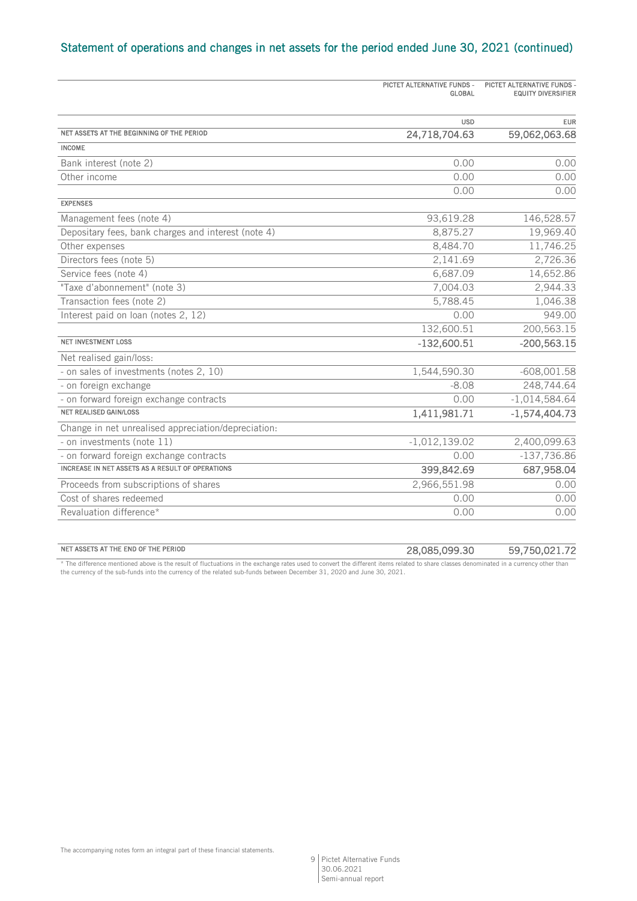## Statement of operations and changes in net assets for the period ended June 30, 2021 (continued)

| | PICTET ALTERNATIVE FUNDS - GLOBAL | PICTET ALTERNATIVE FUNDS - EQUITY DIVERSIFIER |
|---|---|---|
| | USD | EUR |
| **NET ASSETS AT THE BEGINNING OF THE PERIOD** | **24,718,704.63** | **59,062,063.68** |
| **INCOME** | | |
| Bank interest (note 2) | 0.00 | 0.00 |
| Other income | 0.00 | 0.00 |
| | 0.00 | 0.00 |
| **EXPENSES** | | |
| Management fees (note 4) | 93,619.28 | 146,528.57 |
| Depositary fees, bank charges and interest (note 4) | 8,875.27 | 19,969.40 |
| Other expenses | 8,484.70 | 11,746.25 |
| Directors fees (note 5) | 2,141.69 | 2,726.36 |
| Service fees (note 4) | 6,687.09 | 14,652.86 |
| "Taxe d'abonnement" (note 3) | 7,004.03 | 2,944.33 |
| Transaction fees (note 2) | 5,788.45 | 1,046.38 |
| Interest paid on loan (notes 2, 12) | 0.00 | 949.00 |
| | 132,600.51 | 200,563.15 |
| **NET INVESTMENT LOSS** | **-132,600.51** | **-200,563.15** |
| Net realised gain/loss: | | |
| - on sales of investments (notes 2, 10) | 1,544,590.30 | -608,001.58 |
| - on foreign exchange | -8.08 | 248,744.64 |
| - on forward foreign exchange contracts | 0.00 | -1,014,584.64 |
| **NET REALISED GAIN/LOSS** | **1,411,981.71** | **-1,574,404.73** |
| Change in net unrealised appreciation/depreciation: | | |
| - on investments (note 11) | -1,012,139.02 | 2,400,099.63 |
| - on forward foreign exchange contracts | 0.00 | -137,736.86 |
| **INCREASE IN NET ASSETS AS A RESULT OF OPERATIONS** | **399,842.69** | **687,958.04** |
| Proceeds from subscriptions of shares | 2,966,551.98 | 0.00 |
| Cost of shares redeemed | 0.00 | 0.00 |
| Revaluation difference* | 0.00 | 0.00 |
| **NET ASSETS AT THE END OF THE PERIOD** | **28,085,099.30** | **59,750,021.72** |

* The difference mentioned above is the result of fluctuations in the exchange rates used to convert the different items related to share classes denominated in a currency other than the currency of the sub-funds into the currency of the related sub-funds between December 31, 2020 and June 30, 2021.

The accompanying notes form an integral part of these financial statements.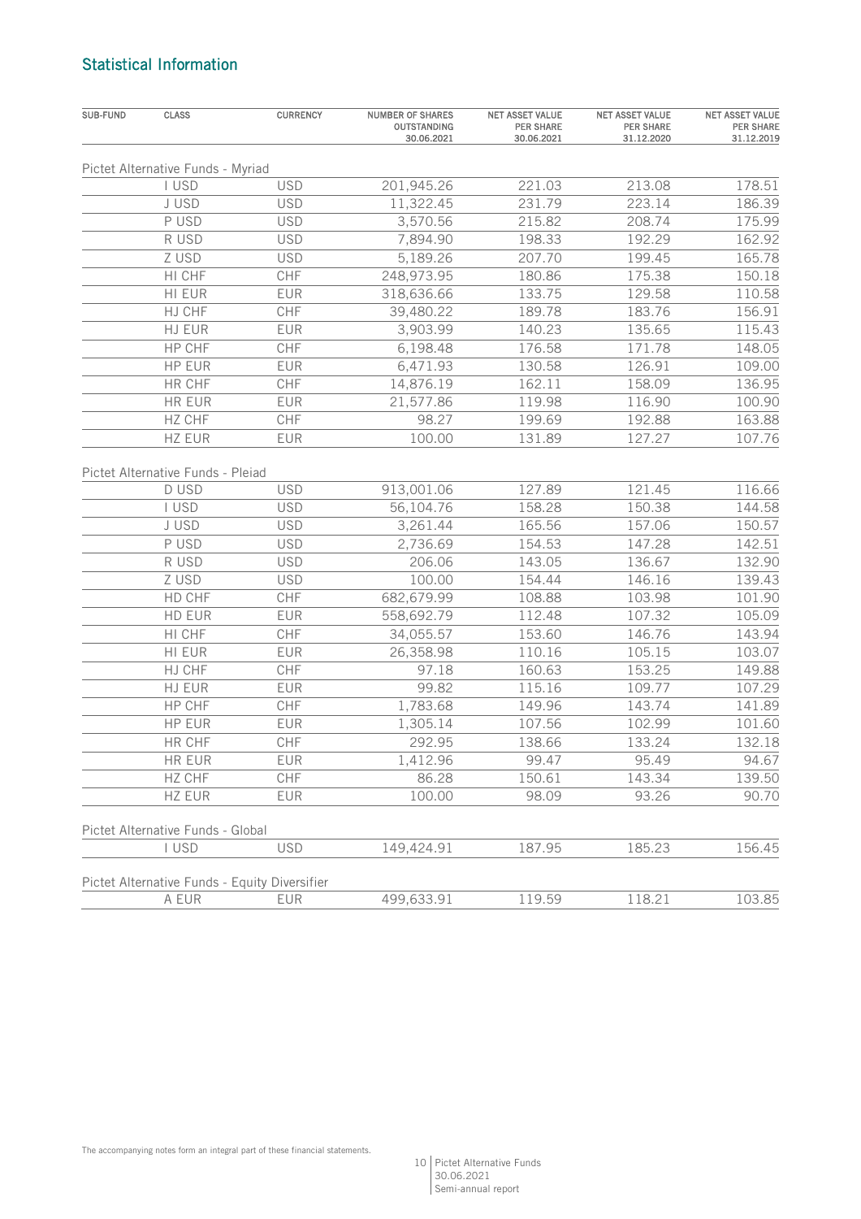## Statistical Information

| SUB-FUND | CLASS | CURRENCY | NUMBER OF SHARES OUTSTANDING 30.06.2021 | NET ASSET VALUE PER SHARE 30.06.2021 | NET ASSET VALUE PER SHARE 31.12.2020 | NET ASSET VALUE PER SHARE 31.12.2019 |
|---|---|---|---|---|---|---|
| Pictet Alternative Funds - Myriad | | | | | | |
| | I USD | USD | 201,945.26 | 221.03 | 213.08 | 178.51 |
| | J USD | USD | 11,322.45 | 231.79 | 223.14 | 186.39 |
| | P USD | USD | 3,570.56 | 215.82 | 208.74 | 175.99 |
| | R USD | USD | 7,894.90 | 198.33 | 192.29 | 162.92 |
| | Z USD | USD | 5,189.26 | 207.70 | 199.45 | 165.78 |
| | HI CHF | CHF | 248,973.95 | 180.86 | 175.38 | 150.18 |
| | HI EUR | EUR | 318,636.66 | 133.75 | 129.58 | 110.58 |
| | HJ CHF | CHF | 39,480.22 | 189.78 | 183.76 | 156.91 |
| | HJ EUR | EUR | 3,903.99 | 140.23 | 135.65 | 115.43 |
| | HP CHF | CHF | 6,198.48 | 176.58 | 171.78 | 148.05 |
| | HP EUR | EUR | 6,471.93 | 130.58 | 126.91 | 109.00 |
| | HR CHF | CHF | 14,876.19 | 162.11 | 158.09 | 136.95 |
| | HR EUR | EUR | 21,577.86 | 119.98 | 116.90 | 100.90 |
| | HZ CHF | CHF | 98.27 | 199.69 | 192.88 | 163.88 |
| | HZ EUR | EUR | 100.00 | 131.89 | 127.27 | 107.76 |
| Pictet Alternative Funds - Pleiad | | | | | | |
| | D USD | USD | 913,001.06 | 127.89 | 121.45 | 116.66 |
| | I USD | USD | 56,104.76 | 158.28 | 150.38 | 144.58 |
| | J USD | USD | 3,261.44 | 165.56 | 157.06 | 150.57 |
| | P USD | USD | 2,736.69 | 154.53 | 147.28 | 142.51 |
| | R USD | USD | 206.06 | 143.05 | 136.67 | 132.90 |
| | Z USD | USD | 100.00 | 154.44 | 146.16 | 139.43 |
| | HD CHF | CHF | 682,679.99 | 108.88 | 103.98 | 101.90 |
| | HD EUR | EUR | 558,692.79 | 112.48 | 107.32 | 105.09 |
| | HI CHF | CHF | 34,055.57 | 153.60 | 146.76 | 143.94 |
| | HI EUR | EUR | 26,358.98 | 110.16 | 105.15 | 103.07 |
| | HJ CHF | CHF | 97.18 | 160.63 | 153.25 | 149.88 |
| | HJ EUR | EUR | 99.82 | 115.16 | 109.77 | 107.29 |
| | HP CHF | CHF | 1,783.68 | 149.96 | 143.74 | 141.89 |
| | HP EUR | EUR | 1,305.14 | 107.56 | 102.99 | 101.60 |
| | HR CHF | CHF | 292.95 | 138.66 | 133.24 | 132.18 |
| | HR EUR | EUR | 1,412.96 | 99.47 | 95.49 | 94.67 |
| | HZ CHF | CHF | 86.28 | 150.61 | 143.34 | 139.50 |
| | HZ EUR | EUR | 100.00 | 98.09 | 93.26 | 90.70 |
| Pictet Alternative Funds - Global | | | | | | |
| | I USD | USD | 149,424.91 | 187.95 | 185.23 | 156.45 |
| Pictet Alternative Funds - Equity Diversifier | | | | | | |
| | A EUR | EUR | 499,633.91 | 119.59 | 118.21 | 103.85 |

The accompanying notes form an integral part of these financial statements.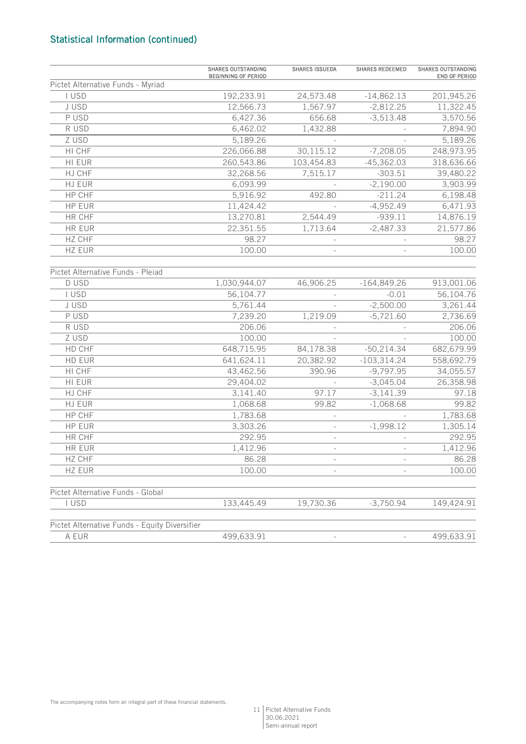## Statistical Information (continued)

| | SHARES OUTSTANDING BEGINNING OF PERIOD | SHARES ISSUEDA | SHARES REDEEMED | SHARES OUTSTANDING END OF PERIOD |
|---|---|---|---|---|
| **Pictet Alternative Funds - Myriad** | | | | |
| I USD | 192,233.91 | 24,573.48 | -14,862.13 | 201,945.26 |
| J USD | 12,566.73 | 1,567.97 | -2,812.25 | 11,322.45 |
| P USD | 6,427.36 | 656.68 | -3,513.48 | 3,570.56 |
| R USD | 6,462.02 | 1,432.88 | - | 7,894.90 |
| Z USD | 5,189.26 | - | - | 5,189.26 |
| HI CHF | 226,066.88 | 30,115.12 | -7,208.05 | 248,973.95 |
| HI EUR | 260,543.86 | 103,454.83 | -45,362.03 | 318,636.66 |
| HJ CHF | 32,268.56 | 7,515.17 | -303.51 | 39,480.22 |
| HJ EUR | 6,093.99 | - | -2,190.00 | 3,903.99 |
| HP CHF | 5,916.92 | 492.80 | -211.24 | 6,198.48 |
| HP EUR | 11,424.42 | - | -4,952.49 | 6,471.93 |
| HR CHF | 13,270.81 | 2,544.49 | -939.11 | 14,876.19 |
| HR EUR | 22,351.55 | 1,713.64 | -2,487.33 | 21,577.86 |
| HZ CHF | 98.27 | - | - | 98.27 |
| HZ EUR | 100.00 | - | - | 100.00 |
| **Pictet Alternative Funds - Pleiad** | | | | |
| D USD | 1,030,944.07 | 46,906.25 | -164,849.26 | 913,001.06 |
| I USD | 56,104.77 | - | -0.01 | 56,104.76 |
| J USD | 5,761.44 | - | -2,500.00 | 3,261.44 |
| P USD | 7,239.20 | 1,219.09 | -5,721.60 | 2,736.69 |
| R USD | 206.06 | - | - | 206.06 |
| Z USD | 100.00 | - | - | 100.00 |
| HD CHF | 648,715.95 | 84,178.38 | -50,214.34 | 682,679.99 |
| HD EUR | 641,624.11 | 20,382.92 | -103,314.24 | 558,692.79 |
| HI CHF | 43,462.56 | 390.96 | -9,797.95 | 34,055.57 |
| HI EUR | 29,404.02 | - | -3,045.04 | 26,358.98 |
| HJ CHF | 3,141.40 | 97.17 | -3,141.39 | 97.18 |
| HJ EUR | 1,068.68 | 99.82 | -1,068.68 | 99.82 |
| HP CHF | 1,783.68 | - | - | 1,783.68 |
| HP EUR | 3,303.26 | - | -1,998.12 | 1,305.14 |
| HR CHF | 292.95 | - | - | 292.95 |
| HR EUR | 1,412.96 | - | - | 1,412.96 |
| HZ CHF | 86.28 | - | - | 86.28 |
| HZ EUR | 100.00 | - | - | 100.00 |
| **Pictet Alternative Funds - Global** | | | | |
| I USD | 133,445.49 | 19,730.36 | -3,750.94 | 149,424.91 |
| **Pictet Alternative Funds - Equity Diversifier** | | | | |
| A EUR | 499,633.91 | - | - | 499,633.91 |

The accompanying notes form an integral part of these financial statements.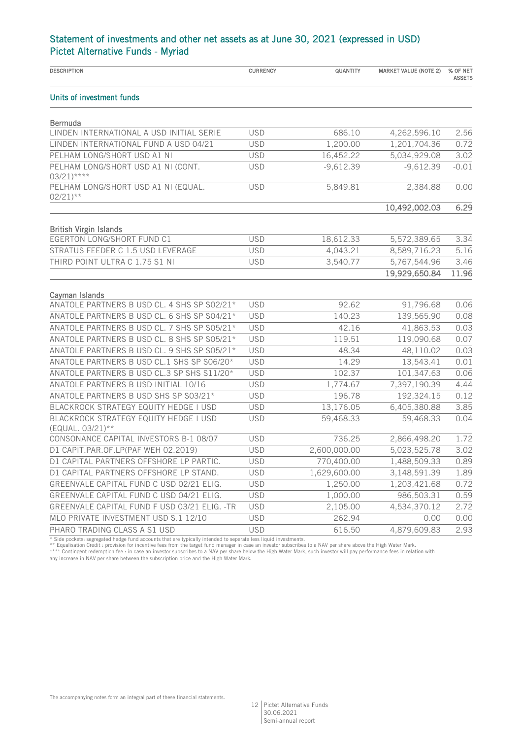## Statement of investments and other net assets as at June 30, 2021 (expressed in USD)
## Pictet Alternative Funds - Myriad

| DESCRIPTION | CURRENCY | QUANTITY | MARKET VALUE (NOTE 2) | % OF NET ASSETS |
|---|---|---|---|---|
| **Units of investment funds** | | | | |
| **Bermuda** | | | | |
| LINDEN INTERNATIONAL A USD INITIAL SERIE | USD | 686.10 | 4,262,596.10 | 2.56 |
| LINDEN INTERNATIONAL FUND A USD 04/21 | USD | 1,200.00 | 1,201,704.36 | 0.72 |
| PELHAM LONG/SHORT USD A1 NI | USD | 16,452.22 | 5,034,929.08 | 3.02 |
| PELHAM LONG/SHORT USD A1 NI (CONT. 03/21)**** | USD | -9,612.39 | -9,612.39 | -0.01 |
| PELHAM LONG/SHORT USD A1 NI (EQUAL. 02/21)** | USD | 5,849.81 | 2,384.88 | 0.00 |
| | | | **10,492,002.03** | **6.29** |
| **British Virgin Islands** | | | | |
| EGERTON LONG/SHORT FUND C1 | USD | 18,612.33 | 5,572,389.65 | 3.34 |
| STRATUS FEEDER C 1.5 USD LEVERAGE | USD | 4,043.21 | 8,589,716.23 | 5.16 |
| THIRD POINT ULTRA C 1.75 S1 NI | USD | 3,540.77 | 5,767,544.96 | 3.46 |
| | | | **19,929,650.84** | **11.96** |
| **Cayman Islands** | | | | |
| ANATOLE PARTNERS B USD CL. 4 SHS SP S02/21* | USD | 92.62 | 91,796.68 | 0.06 |
| ANATOLE PARTNERS B USD CL. 6 SHS SP S04/21* | USD | 140.23 | 139,565.90 | 0.08 |
| ANATOLE PARTNERS B USD CL. 7 SHS SP S05/21* | USD | 42.16 | 41,863.53 | 0.03 |
| ANATOLE PARTNERS B USD CL. 8 SHS SP S05/21* | USD | 119.51 | 119,090.68 | 0.07 |
| ANATOLE PARTNERS B USD CL. 9 SHS SP S05/21* | USD | 48.34 | 48,110.02 | 0.03 |
| ANATOLE PARTNERS B USD CL.1 SHS SP S06/20* | USD | 14.29 | 13,543.41 | 0.01 |
| ANATOLE PARTNERS B USD CL.3 SP SHS S11/20* | USD | 102.37 | 101,347.63 | 0.06 |
| ANATOLE PARTNERS B USD INITIAL 10/16 | USD | 1,774.67 | 7,397,190.39 | 4.44 |
| ANATOLE PARTNERS B USD SHS SP S03/21* | USD | 196.78 | 192,324.15 | 0.12 |
| BLACKROCK STRATEGY EQUITY HEDGE I USD | USD | 13,176.05 | 6,405,380.88 | 3.85 |
| BLACKROCK STRATEGY EQUITY HEDGE I USD (EQUAL. 03/21)** | USD | 59,468.33 | 59,468.33 | 0.04 |
| CONSONANCE CAPITAL INVESTORS B-1 08/07 | USD | 736.25 | 2,866,498.20 | 1.72 |
| D1 CAPIT.PAR.OF.LP(PAF WEH 02.2019) | USD | 2,600,000.00 | 5,023,525.78 | 3.02 |
| D1 CAPITAL PARTNERS OFFSHORE LP PARTIC. | USD | 770,400.00 | 1,488,509.33 | 0.89 |
| D1 CAPITAL PARTNERS OFFSHORE LP STAND. | USD | 1,629,600.00 | 3,148,591.39 | 1.89 |
| GREENVALE CAPITAL FUND C USD 02/21 ELIG. | USD | 1,250.00 | 1,203,421.68 | 0.72 |
| GREENVALE CAPITAL FUND C USD 04/21 ELIG. | USD | 1,000.00 | 986,503.31 | 0.59 |
| GREENVALE CAPITAL FUND F USD 03/21 ELIG. -TR | USD | 2,105.00 | 4,534,370.12 | 2.72 |
| MLO PRIVATE INVESTMENT USD S.1 12/10 | USD | 262.94 | 0.00 | 0.00 |
| PHARO TRADING CLASS A S1 USD | USD | 616.50 | 4,879,609.83 | 2.93 |

\* Side pockets: segregated hedge fund accounts that are typically intended to separate less liquid investments.
** Equalisation Credit : provision for incentive fees from the target fund manager in case an investor subscribes to a NAV per share above the High Water Mark.
**** Contingent redemption fee : in case an investor subscribes to a NAV per share below the High Water Mark, such investor will pay performance fees in relation with any increase in NAV per share between the subscription price and the High Water Mark.

The accompanying notes form an integral part of these financial statements.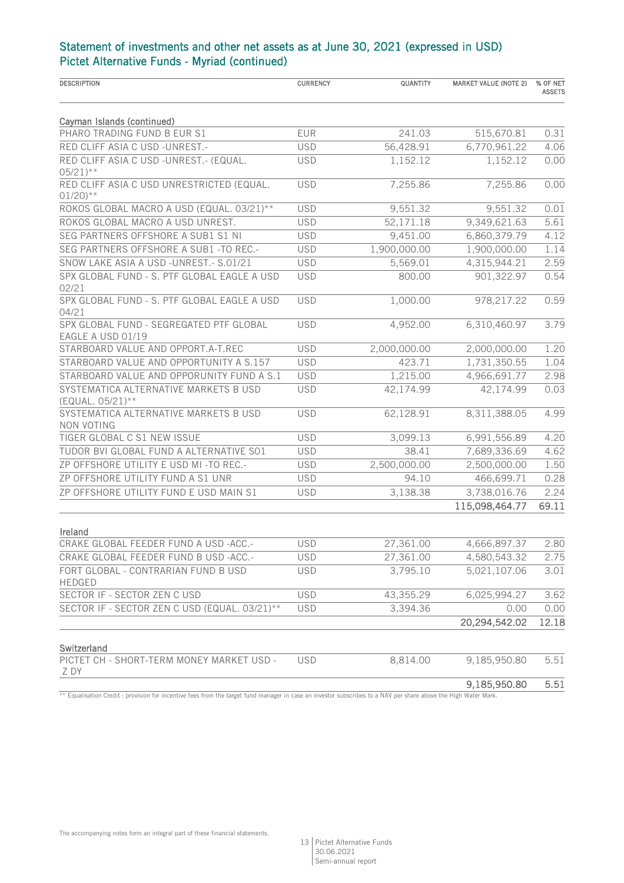## Statement of investments and other net assets as at June 30, 2021 (expressed in USD)
## Pictet Alternative Funds - Myriad (continued)

| DESCRIPTION | CURRENCY | QUANTITY | MARKET VALUE (NOTE 2) | % OF NET ASSETS |
|---|---|---|---|---|
| **Cayman Islands (continued)** | | | | |
| PHARO TRADING FUND B EUR S1 | EUR | 241.03 | 515,670.81 | 0.31 |
| RED CLIFF ASIA C USD -UNREST.- | USD | 56,428.91 | 6,770,961.22 | 4.06 |
| RED CLIFF ASIA C USD -UNREST.- (EQUAL. 05/21)** | USD | 1,152.12 | 1,152.12 | 0.00 |
| RED CLIFF ASIA C USD UNRESTRICTED (EQUAL. 01/20)** | USD | 7,255.86 | 7,255.86 | 0.00 |
| ROKOS GLOBAL MACRO A USD (EQUAL. 03/21)** | USD | 9,551.32 | 9,551.32 | 0.01 |
| ROKOS GLOBAL MACRO A USD UNREST. | USD | 52,171.18 | 9,349,621.63 | 5.61 |
| SEG PARTNERS OFFSHORE A SUB1 S1 NI | USD | 9,451.00 | 6,860,379.79 | 4.12 |
| SEG PARTNERS OFFSHORE A SUB1 -TO REC.- | USD | 1,900,000.00 | 1,900,000.00 | 1.14 |
| SNOW LAKE ASIA A USD -UNREST.- S.01/21 | USD | 5,569.01 | 4,315,944.21 | 2.59 |
| SPX GLOBAL FUND - S. PTF GLOBAL EAGLE A USD 02/21 | USD | 800.00 | 901,322.97 | 0.54 |
| SPX GLOBAL FUND - S. PTF GLOBAL EAGLE A USD 04/21 | USD | 1,000.00 | 978,217.22 | 0.59 |
| SPX GLOBAL FUND - SEGREGATED PTF GLOBAL EAGLE A USD 01/19 | USD | 4,952.00 | 6,310,460.97 | 3.79 |
| STARBOARD VALUE AND OPPORT.A-T.REC | USD | 2,000,000.00 | 2,000,000.00 | 1.20 |
| STARBOARD VALUE AND OPPORTUNITY A S.157 | USD | 423.71 | 1,731,350.55 | 1.04 |
| STARBOARD VALUE AND OPPORUNITY FUND A S.1 | USD | 1,215.00 | 4,966,691.77 | 2.98 |
| SYSTEMATICA ALTERNATIVE MARKETS B USD (EQUAL. 05/21)** | USD | 42,174.99 | 42,174.99 | 0.03 |
| SYSTEMATICA ALTERNATIVE MARKETS B USD NON VOTING | USD | 62,128.91 | 8,311,388.05 | 4.99 |
| TIGER GLOBAL C S1 NEW ISSUE | USD | 3,099.13 | 6,991,556.89 | 4.20 |
| TUDOR BVI GLOBAL FUND A ALTERNATIVE S01 | USD | 38.41 | 7,689,336.69 | 4.62 |
| ZP OFFSHORE UTILITY E USD MI -TO REC.- | USD | 2,500,000.00 | 2,500,000.00 | 1.50 |
| ZP OFFSHORE UTILITY FUND A S1 UNR | USD | 94.10 | 466,699.71 | 0.28 |
| ZP OFFSHORE UTILITY FUND E USD MAIN S1 | USD | 3,138.38 | 3,738,016.76 | 2.24 |
| | | | **115,098,464.77** | **69.11** |
| **Ireland** | | | | |
| CRAKE GLOBAL FEEDER FUND A USD -ACC.- | USD | 27,361.00 | 4,666,897.37 | 2.80 |
| CRAKE GLOBAL FEEDER FUND B USD -ACC.- | USD | 27,361.00 | 4,580,543.32 | 2.75 |
| FORT GLOBAL - CONTRARIAN FUND B USD HEDGED | USD | 3,795.10 | 5,021,107.06 | 3.01 |
| SECTOR IF - SECTOR ZEN C USD | USD | 43,355.29 | 6,025,994.27 | 3.62 |
| SECTOR IF - SECTOR ZEN C USD (EQUAL. 03/21)** | USD | 3,394.36 | 0.00 | 0.00 |
| | | | **20,294,542.02** | **12.18** |
| **Switzerland** | | | | |
| PICTET CH - SHORT-TERM MONEY MARKET USD - Z DY | USD | 8,814.00 | 9,185,950.80 | 5.51 |
| | | | **9,185,950.80** | **5.51** |

** Equalisation Credit : provision for incentive fees from the target fund manager in case an investor subscribes to a NAV per share above the High Water Mark.

The accompanying notes form an integral part of these financial statements.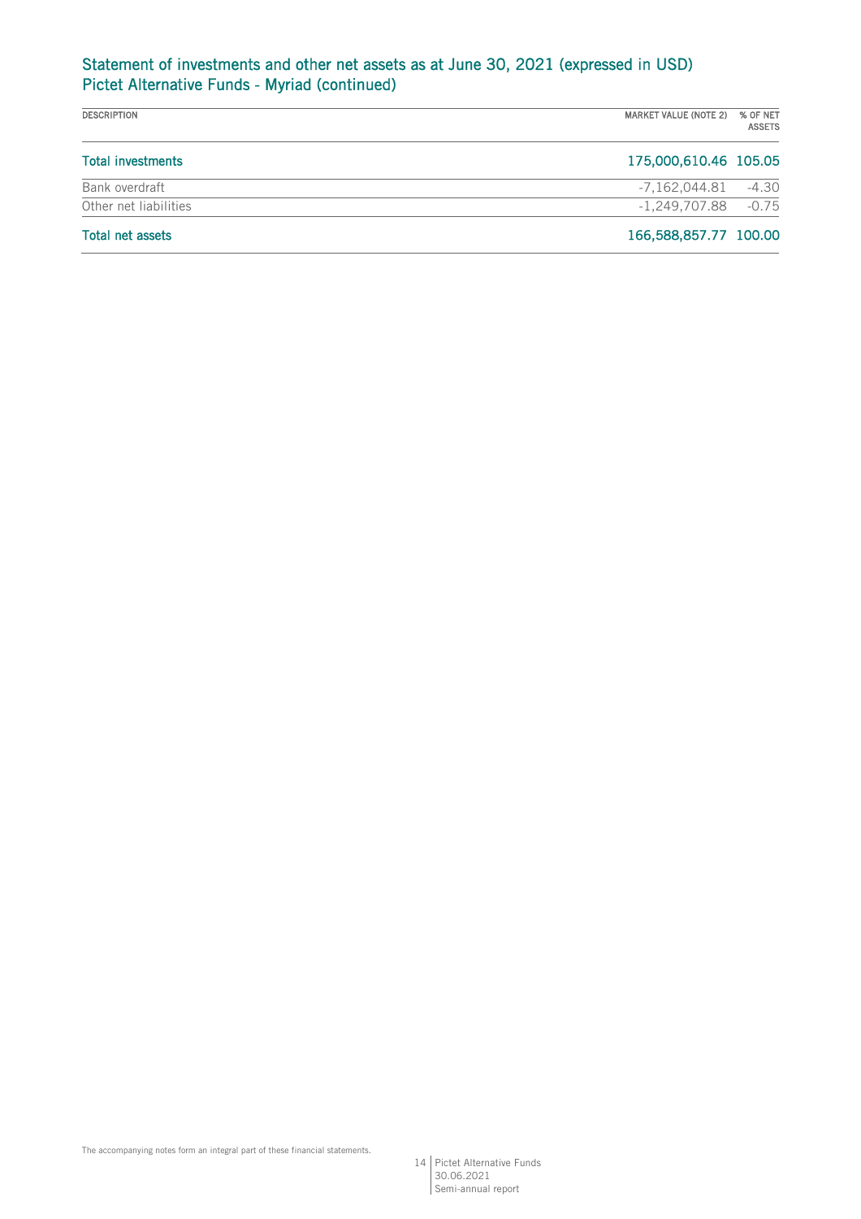## Statement of investments and other net assets as at June 30, 2021 (expressed in USD)
## Pictet Alternative Funds - Myriad (continued)

| DESCRIPTION | MARKET VALUE (NOTE 2) | % OF NET ASSETS |
|---|---|---|
| **Total investments** | **175,000,610.46** | **105.05** |
| Bank overdraft | -7,162,044.81 | -4.30 |
| Other net liabilities | -1,249,707.88 | -0.75 |
| **Total net assets** | **166,588,857.77** | **100.00** |

The accompanying notes form an integral part of these financial statements.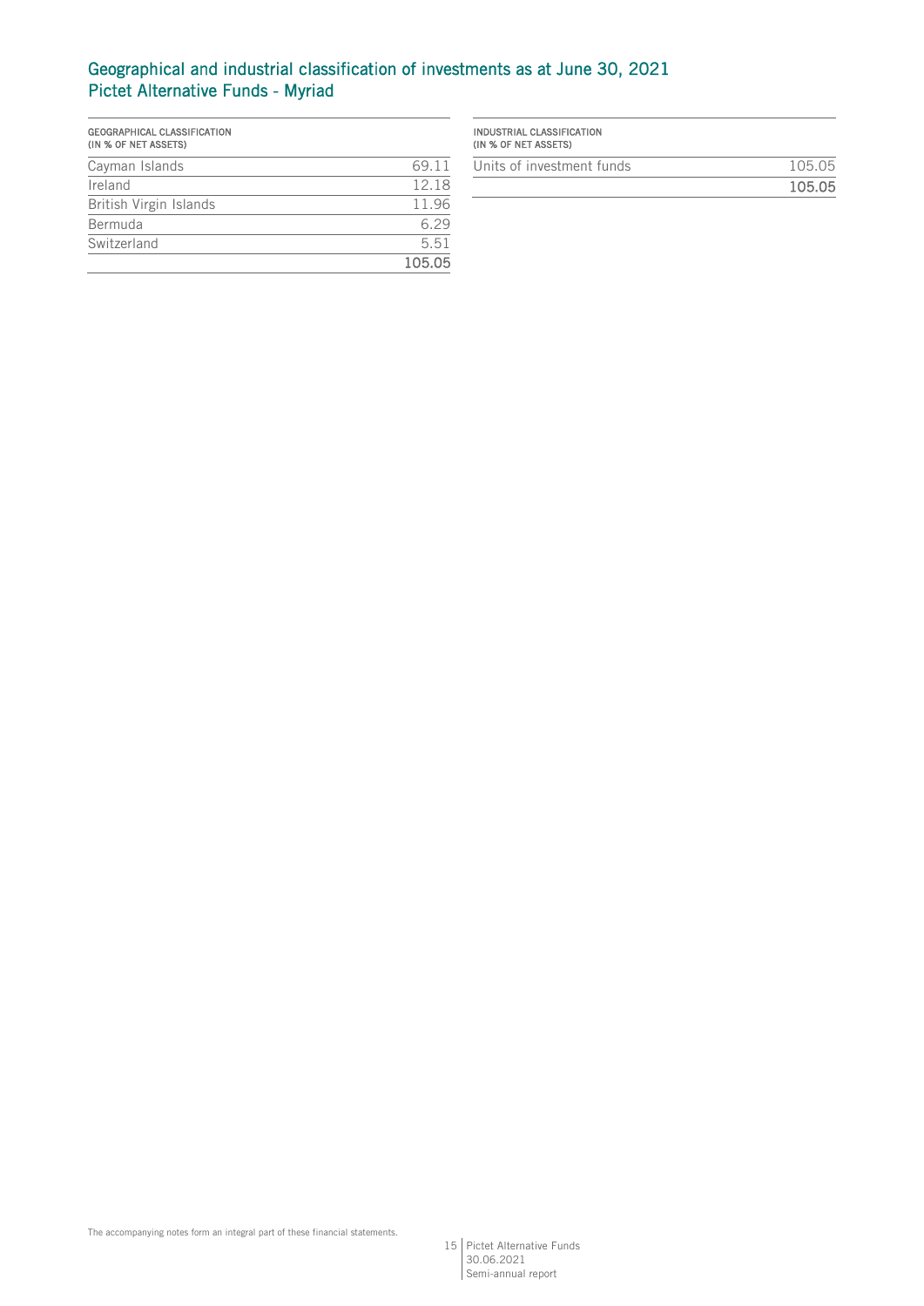## Geographical and industrial classification of investments as at June 30, 2021
## Pictet Alternative Funds - Myriad

| GEOGRAPHICAL CLASSIFICATION (IN % OF NET ASSETS) | |
|---|---|
| Cayman Islands | 69.11 |
| Ireland | 12.18 |
| British Virgin Islands | 11.96 |
| Bermuda | 6.29 |
| Switzerland | 5.51 |
| | **105.05** |

| INDUSTRIAL CLASSIFICATION (IN % OF NET ASSETS) | |
|---|---|
| Units of investment funds | 105.05 |
| | **105.05** |

The accompanying notes form an integral part of these financial statements.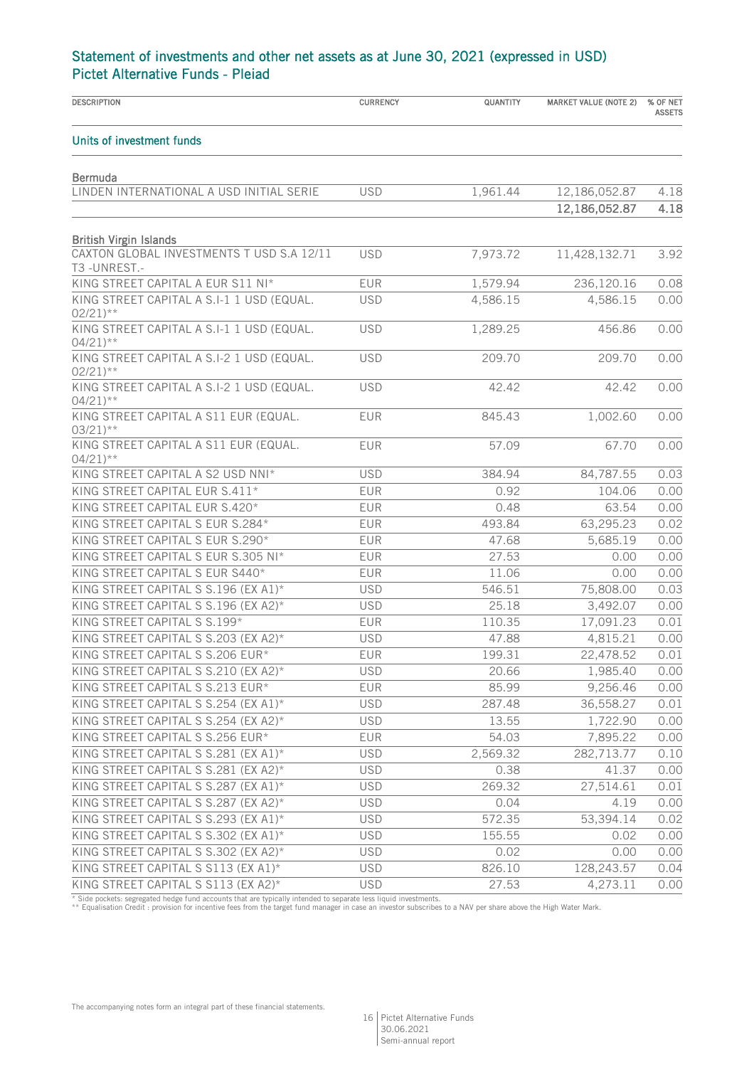## Statement of investments and other net assets as at June 30, 2021 (expressed in USD)
## Pictet Alternative Funds - Pleiad

| DESCRIPTION | CURRENCY | QUANTITY | MARKET VALUE (NOTE 2) | % OF NET ASSETS |
|---|---|---|---|---|
| **Units of investment funds** | | | | |
| **Bermuda** | | | | |
| LINDEN INTERNATIONAL A USD INITIAL SERIE | USD | 1,961.44 | 12,186,052.87 | 4.18 |
| | | | **12,186,052.87** | **4.18** |
| **British Virgin Islands** | | | | |
| CAXTON GLOBAL INVESTMENTS T USD S.A 12/11 T3 -UNREST.- | USD | 7,973.72 | 11,428,132.71 | 3.92 |
| KING STREET CAPITAL A EUR S11 NI* | EUR | 1,579.94 | 236,120.16 | 0.08 |
| KING STREET CAPITAL A S.I-1 1 USD (EQUAL. 02/21)** | USD | 4,586.15 | 4,586.15 | 0.00 |
| KING STREET CAPITAL A S.I-1 1 USD (EQUAL. 04/21)** | USD | 1,289.25 | 456.86 | 0.00 |
| KING STREET CAPITAL A S.I-2 1 USD (EQUAL. 02/21)** | USD | 209.70 | 209.70 | 0.00 |
| KING STREET CAPITAL A S.I-2 1 USD (EQUAL. 04/21)** | USD | 42.42 | 42.42 | 0.00 |
| KING STREET CAPITAL A S11 EUR (EQUAL. 03/21)** | EUR | 845.43 | 1,002.60 | 0.00 |
| KING STREET CAPITAL A S11 EUR (EQUAL. 04/21)** | EUR | 57.09 | 67.70 | 0.00 |
| KING STREET CAPITAL A S2 USD NNI* | USD | 384.94 | 84,787.55 | 0.03 |
| KING STREET CAPITAL EUR S.411* | EUR | 0.92 | 104.06 | 0.00 |
| KING STREET CAPITAL EUR S.420* | EUR | 0.48 | 63.54 | 0.00 |
| KING STREET CAPITAL S EUR S.284* | EUR | 493.84 | 63,295.23 | 0.02 |
| KING STREET CAPITAL S EUR S.290* | EUR | 47.68 | 5,685.19 | 0.00 |
| KING STREET CAPITAL S EUR S.305 NI* | EUR | 27.53 | 0.00 | 0.00 |
| KING STREET CAPITAL S EUR S440* | EUR | 11.06 | 0.00 | 0.00 |
| KING STREET CAPITAL S S.196 (EX A1)* | USD | 546.51 | 75,808.00 | 0.03 |
| KING STREET CAPITAL S S.196 (EX A2)* | USD | 25.18 | 3,492.07 | 0.00 |
| KING STREET CAPITAL S S.199* | EUR | 110.35 | 17,091.23 | 0.01 |
| KING STREET CAPITAL S S.203 (EX A2)* | USD | 47.88 | 4,815.21 | 0.00 |
| KING STREET CAPITAL S S.206 EUR* | EUR | 199.31 | 22,478.52 | 0.01 |
| KING STREET CAPITAL S S.210 (EX A2)* | USD | 20.66 | 1,985.40 | 0.00 |
| KING STREET CAPITAL S S.213 EUR* | EUR | 85.99 | 9,256.46 | 0.00 |
| KING STREET CAPITAL S S.254 (EX A1)* | USD | 287.48 | 36,558.27 | 0.01 |
| KING STREET CAPITAL S S.254 (EX A2)* | USD | 13.55 | 1,722.90 | 0.00 |
| KING STREET CAPITAL S S.256 EUR* | EUR | 54.03 | 7,895.22 | 0.00 |
| KING STREET CAPITAL S S.281 (EX A1)* | USD | 2,569.32 | 282,713.77 | 0.10 |
| KING STREET CAPITAL S S.281 (EX A2)* | USD | 0.38 | 41.37 | 0.00 |
| KING STREET CAPITAL S S.287 (EX A1)* | USD | 269.32 | 27,514.61 | 0.01 |
| KING STREET CAPITAL S S.287 (EX A2)* | USD | 0.04 | 4.19 | 0.00 |
| KING STREET CAPITAL S S.293 (EX A1)* | USD | 572.35 | 53,394.14 | 0.02 |
| KING STREET CAPITAL S S.302 (EX A1)* | USD | 155.55 | 0.02 | 0.00 |
| KING STREET CAPITAL S S.302 (EX A2)* | USD | 0.02 | 0.00 | 0.00 |
| KING STREET CAPITAL S S113 (EX A1)* | USD | 826.10 | 128,243.57 | 0.04 |
| KING STREET CAPITAL S S113 (EX A2)* | USD | 27.53 | 4,273.11 | 0.00 |

* Side pockets: segregated hedge fund accounts that are typically intended to separate less liquid investments.
** Equalisation Credit : provision for incentive fees from the target fund manager in case an investor subscribes to a NAV per share above the High Water Mark.

The accompanying notes form an integral part of these financial statements.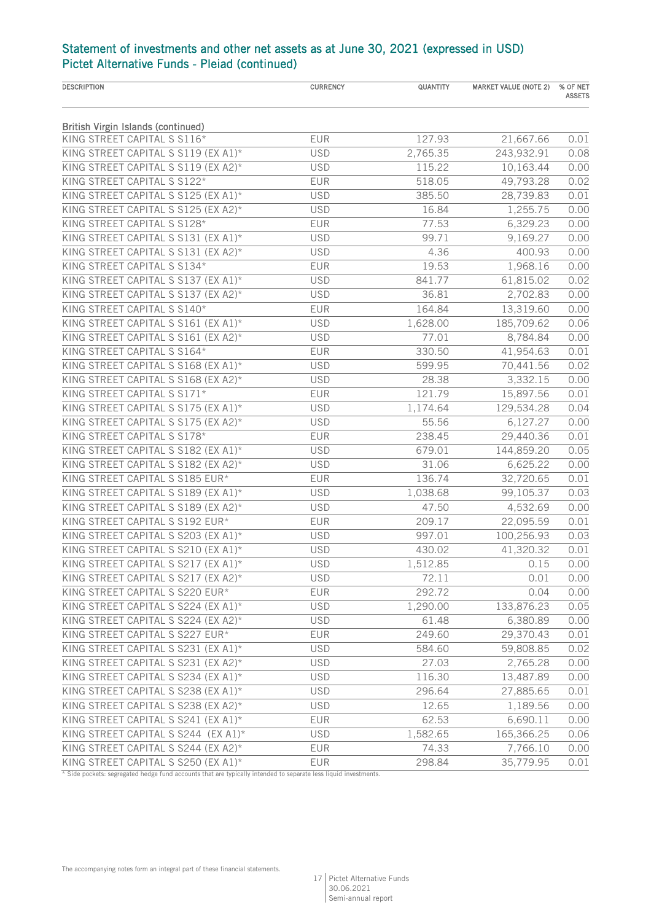## Statement of investments and other net assets as at June 30, 2021 (expressed in USD)
## Pictet Alternative Funds - Pleiad (continued)

| DESCRIPTION | CURRENCY | QUANTITY | MARKET VALUE (NOTE 2) | % OF NET ASSETS |
|---|---|---|---|---|
| **British Virgin Islands (continued)** | | | | |
| KING STREET CAPITAL S S116* | EUR | 127.93 | 21,667.66 | 0.01 |
| KING STREET CAPITAL S S119 (EX A1)* | USD | 2,765.35 | 243,932.91 | 0.08 |
| KING STREET CAPITAL S S119 (EX A2)* | USD | 115.22 | 10,163.44 | 0.00 |
| KING STREET CAPITAL S S122* | EUR | 518.05 | 49,793.28 | 0.02 |
| KING STREET CAPITAL S S125 (EX A1)* | USD | 385.50 | 28,739.83 | 0.01 |
| KING STREET CAPITAL S S125 (EX A2)* | USD | 16.84 | 1,255.75 | 0.00 |
| KING STREET CAPITAL S S128* | EUR | 77.53 | 6,329.23 | 0.00 |
| KING STREET CAPITAL S S131 (EX A1)* | USD | 99.71 | 9,169.27 | 0.00 |
| KING STREET CAPITAL S S131 (EX A2)* | USD | 4.36 | 400.93 | 0.00 |
| KING STREET CAPITAL S S134* | EUR | 19.53 | 1,968.16 | 0.00 |
| KING STREET CAPITAL S S137 (EX A1)* | USD | 841.77 | 61,815.02 | 0.02 |
| KING STREET CAPITAL S S137 (EX A2)* | USD | 36.81 | 2,702.83 | 0.00 |
| KING STREET CAPITAL S S140* | EUR | 164.84 | 13,319.60 | 0.00 |
| KING STREET CAPITAL S S161 (EX A1)* | USD | 1,628.00 | 185,709.62 | 0.06 |
| KING STREET CAPITAL S S161 (EX A2)* | USD | 77.01 | 8,784.84 | 0.00 |
| KING STREET CAPITAL S S164* | EUR | 330.50 | 41,954.63 | 0.01 |
| KING STREET CAPITAL S S168 (EX A1)* | USD | 599.95 | 70,441.56 | 0.02 |
| KING STREET CAPITAL S S168 (EX A2)* | USD | 28.38 | 3,332.15 | 0.00 |
| KING STREET CAPITAL S S171* | EUR | 121.79 | 15,897.56 | 0.01 |
| KING STREET CAPITAL S S175 (EX A1)* | USD | 1,174.64 | 129,534.28 | 0.04 |
| KING STREET CAPITAL S S175 (EX A2)* | USD | 55.56 | 6,127.27 | 0.00 |
| KING STREET CAPITAL S S178* | EUR | 238.45 | 29,440.36 | 0.01 |
| KING STREET CAPITAL S S182 (EX A1)* | USD | 679.01 | 144,859.20 | 0.05 |
| KING STREET CAPITAL S S182 (EX A2)* | USD | 31.06 | 6,625.22 | 0.00 |
| KING STREET CAPITAL S S185 EUR* | EUR | 136.74 | 32,720.65 | 0.01 |
| KING STREET CAPITAL S S189 (EX A1)* | USD | 1,038.68 | 99,105.37 | 0.03 |
| KING STREET CAPITAL S S189 (EX A2)* | USD | 47.50 | 4,532.69 | 0.00 |
| KING STREET CAPITAL S S192 EUR* | EUR | 209.17 | 22,095.59 | 0.01 |
| KING STREET CAPITAL S S203 (EX A1)* | USD | 997.01 | 100,256.93 | 0.03 |
| KING STREET CAPITAL S S210 (EX A1)* | USD | 430.02 | 41,320.32 | 0.01 |
| KING STREET CAPITAL S S217 (EX A1)* | USD | 1,512.85 | 0.15 | 0.00 |
| KING STREET CAPITAL S S217 (EX A2)* | USD | 72.11 | 0.01 | 0.00 |
| KING STREET CAPITAL S S220 EUR* | EUR | 292.72 | 0.04 | 0.00 |
| KING STREET CAPITAL S S224 (EX A1)* | USD | 1,290.00 | 133,876.23 | 0.05 |
| KING STREET CAPITAL S S224 (EX A2)* | USD | 61.48 | 6,380.89 | 0.00 |
| KING STREET CAPITAL S S227 EUR* | EUR | 249.60 | 29,370.43 | 0.01 |
| KING STREET CAPITAL S S231 (EX A1)* | USD | 584.60 | 59,808.85 | 0.02 |
| KING STREET CAPITAL S S231 (EX A2)* | USD | 27.03 | 2,765.28 | 0.00 |
| KING STREET CAPITAL S S234 (EX A1)* | USD | 116.30 | 13,487.89 | 0.00 |
| KING STREET CAPITAL S S238 (EX A1)* | USD | 296.64 | 27,885.65 | 0.01 |
| KING STREET CAPITAL S S238 (EX A2)* | USD | 12.65 | 1,189.56 | 0.00 |
| KING STREET CAPITAL S S241 (EX A1)* | EUR | 62.53 | 6,690.11 | 0.00 |
| KING STREET CAPITAL S S244 (EX A1)* | USD | 1,582.65 | 165,366.25 | 0.06 |
| KING STREET CAPITAL S S244 (EX A2)* | EUR | 74.33 | 7,766.10 | 0.00 |
| KING STREET CAPITAL S S250 (EX A1)* | EUR | 298.84 | 35,779.95 | 0.01 |

\* Side pockets: segregated hedge fund accounts that are typically intended to separate less liquid investments.

The accompanying notes form an integral part of these financial statements.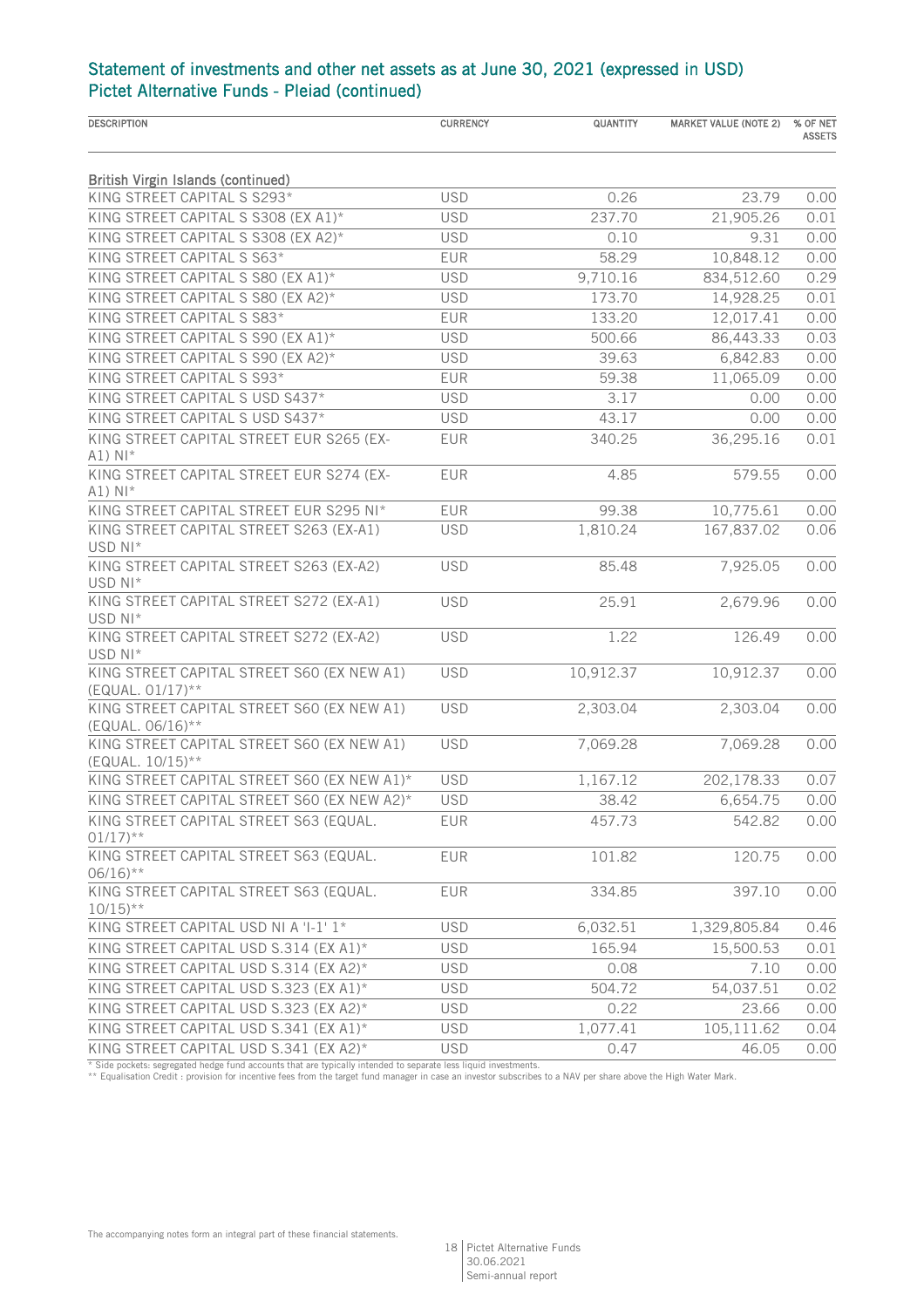## Statement of investments and other net assets as at June 30, 2021 (expressed in USD)
## Pictet Alternative Funds - Pleiad (continued)

| DESCRIPTION | CURRENCY | QUANTITY | MARKET VALUE (NOTE 2) | % OF NET ASSETS |
|---|---|---|---|---|
| **British Virgin Islands (continued)** | | | | |
| KING STREET CAPITAL S S293* | USD | 0.26 | 23.79 | 0.00 |
| KING STREET CAPITAL S S308 (EX A1)* | USD | 237.70 | 21,905.26 | 0.01 |
| KING STREET CAPITAL S S308 (EX A2)* | USD | 0.10 | 9.31 | 0.00 |
| KING STREET CAPITAL S S63* | EUR | 58.29 | 10,848.12 | 0.00 |
| KING STREET CAPITAL S S80 (EX A1)* | USD | 9,710.16 | 834,512.60 | 0.29 |
| KING STREET CAPITAL S S80 (EX A2)* | USD | 173.70 | 14,928.25 | 0.01 |
| KING STREET CAPITAL S S83* | EUR | 133.20 | 12,017.41 | 0.00 |
| KING STREET CAPITAL S S90 (EX A1)* | USD | 500.66 | 86,443.33 | 0.03 |
| KING STREET CAPITAL S S90 (EX A2)* | USD | 39.63 | 6,842.83 | 0.00 |
| KING STREET CAPITAL S S93* | EUR | 59.38 | 11,065.09 | 0.00 |
| KING STREET CAPITAL S USD S437* | USD | 3.17 | 0.00 | 0.00 |
| KING STREET CAPITAL S USD S437* | USD | 43.17 | 0.00 | 0.00 |
| KING STREET CAPITAL STREET EUR S265 (EX-A1) NI* | EUR | 340.25 | 36,295.16 | 0.01 |
| KING STREET CAPITAL STREET EUR S274 (EX-A1) NI* | EUR | 4.85 | 579.55 | 0.00 |
| KING STREET CAPITAL STREET EUR S295 NI* | EUR | 99.38 | 10,775.61 | 0.00 |
| KING STREET CAPITAL STREET S263 (EX-A1) USD NI* | USD | 1,810.24 | 167,837.02 | 0.06 |
| KING STREET CAPITAL STREET S263 (EX-A2) USD NI* | USD | 85.48 | 7,925.05 | 0.00 |
| KING STREET CAPITAL STREET S272 (EX-A1) USD NI* | USD | 25.91 | 2,679.96 | 0.00 |
| KING STREET CAPITAL STREET S272 (EX-A2) USD NI* | USD | 1.22 | 126.49 | 0.00 |
| KING STREET CAPITAL STREET S60 (EX NEW A1) (EQUAL. 01/17)** | USD | 10,912.37 | 10,912.37 | 0.00 |
| KING STREET CAPITAL STREET S60 (EX NEW A1) (EQUAL. 06/16)** | USD | 2,303.04 | 2,303.04 | 0.00 |
| KING STREET CAPITAL STREET S60 (EX NEW A1) (EQUAL. 10/15)** | USD | 7,069.28 | 7,069.28 | 0.00 |
| KING STREET CAPITAL STREET S60 (EX NEW A1)* | USD | 1,167.12 | 202,178.33 | 0.07 |
| KING STREET CAPITAL STREET S60 (EX NEW A2)* | USD | 38.42 | 6,654.75 | 0.00 |
| KING STREET CAPITAL STREET S63 (EQUAL. 01/17)** | EUR | 457.73 | 542.82 | 0.00 |
| KING STREET CAPITAL STREET S63 (EQUAL. 06/16)** | EUR | 101.82 | 120.75 | 0.00 |
| KING STREET CAPITAL STREET S63 (EQUAL. 10/15)** | EUR | 334.85 | 397.10 | 0.00 |
| KING STREET CAPITAL USD NI A 'I-1' 1* | USD | 6,032.51 | 1,329,805.84 | 0.46 |
| KING STREET CAPITAL USD S.314 (EX A1)* | USD | 165.94 | 15,500.53 | 0.01 |
| KING STREET CAPITAL USD S.314 (EX A2)* | USD | 0.08 | 7.10 | 0.00 |
| KING STREET CAPITAL USD S.323 (EX A1)* | USD | 504.72 | 54,037.51 | 0.02 |
| KING STREET CAPITAL USD S.323 (EX A2)* | USD | 0.22 | 23.66 | 0.00 |
| KING STREET CAPITAL USD S.341 (EX A1)* | USD | 1,077.41 | 105,111.62 | 0.04 |
| KING STREET CAPITAL USD S.341 (EX A2)* | USD | 0.47 | 46.05 | 0.00 |

* Side pockets: segregated hedge fund accounts that are typically intended to separate less liquid investments.
** Equalisation Credit : provision for incentive fees from the target fund manager in case an investor subscribes to a NAV per share above the High Water Mark.

The accompanying notes form an integral part of these financial statements.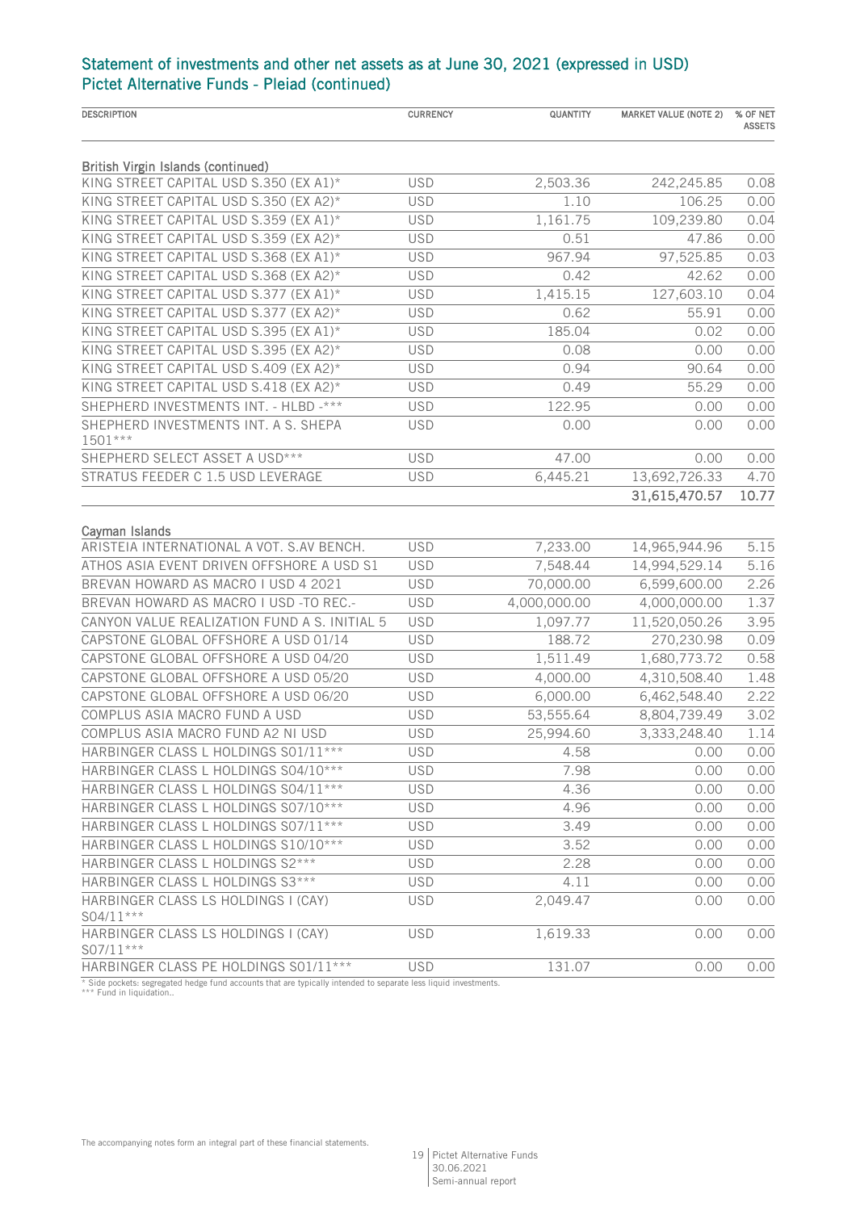## Statement of investments and other net assets as at June 30, 2021 (expressed in USD)
## Pictet Alternative Funds - Pleiad (continued)

| DESCRIPTION | CURRENCY | QUANTITY | MARKET VALUE (NOTE 2) | % OF NET ASSETS |
|---|---|---|---|---|
| **British Virgin Islands (continued)** | | | | |
| KING STREET CAPITAL USD S.350 (EX A1)* | USD | 2,503.36 | 242,245.85 | 0.08 |
| KING STREET CAPITAL USD S.350 (EX A2)* | USD | 1.10 | 106.25 | 0.00 |
| KING STREET CAPITAL USD S.359 (EX A1)* | USD | 1,161.75 | 109,239.80 | 0.04 |
| KING STREET CAPITAL USD S.359 (EX A2)* | USD | 0.51 | 47.86 | 0.00 |
| KING STREET CAPITAL USD S.368 (EX A1)* | USD | 967.94 | 97,525.85 | 0.03 |
| KING STREET CAPITAL USD S.368 (EX A2)* | USD | 0.42 | 42.62 | 0.00 |
| KING STREET CAPITAL USD S.377 (EX A1)* | USD | 1,415.15 | 127,603.10 | 0.04 |
| KING STREET CAPITAL USD S.377 (EX A2)* | USD | 0.62 | 55.91 | 0.00 |
| KING STREET CAPITAL USD S.395 (EX A1)* | USD | 185.04 | 0.02 | 0.00 |
| KING STREET CAPITAL USD S.395 (EX A2)* | USD | 0.08 | 0.00 | 0.00 |
| KING STREET CAPITAL USD S.409 (EX A2)* | USD | 0.94 | 90.64 | 0.00 |
| KING STREET CAPITAL USD S.418 (EX A2)* | USD | 0.49 | 55.29 | 0.00 |
| SHEPHERD INVESTMENTS INT. - HLBD -*** | USD | 122.95 | 0.00 | 0.00 |
| SHEPHERD INVESTMENTS INT. A S. SHEPA 1501*** | USD | 0.00 | 0.00 | 0.00 |
| SHEPHERD SELECT ASSET A USD*** | USD | 47.00 | 0.00 | 0.00 |
| STRATUS FEEDER C 1.5 USD LEVERAGE | USD | 6,445.21 | 13,692,726.33 | 4.70 |
| | | | **31,615,470.57** | **10.77** |
| **Cayman Islands** | | | | |
| ARISTEIA INTERNATIONAL A VOT. S.AV BENCH. | USD | 7,233.00 | 14,965,944.96 | 5.15 |
| ATHOS ASIA EVENT DRIVEN OFFSHORE A USD S1 | USD | 7,548.44 | 14,994,529.14 | 5.16 |
| BREVAN HOWARD AS MACRO I USD 4 2021 | USD | 70,000.00 | 6,599,600.00 | 2.26 |
| BREVAN HOWARD AS MACRO I USD -TO REC.- | USD | 4,000,000.00 | 4,000,000.00 | 1.37 |
| CANYON VALUE REALIZATION FUND A S. INITIAL 5 | USD | 1,097.77 | 11,520,050.26 | 3.95 |
| CAPSTONE GLOBAL OFFSHORE A USD 01/14 | USD | 188.72 | 270,230.98 | 0.09 |
| CAPSTONE GLOBAL OFFSHORE A USD 04/20 | USD | 1,511.49 | 1,680,773.72 | 0.58 |
| CAPSTONE GLOBAL OFFSHORE A USD 05/20 | USD | 4,000.00 | 4,310,508.40 | 1.48 |
| CAPSTONE GLOBAL OFFSHORE A USD 06/20 | USD | 6,000.00 | 6,462,548.40 | 2.22 |
| COMPLUS ASIA MACRO FUND A USD | USD | 53,555.64 | 8,804,739.49 | 3.02 |
| COMPLUS ASIA MACRO FUND A2 NI USD | USD | 25,994.60 | 3,333,248.40 | 1.14 |
| HARBINGER CLASS L HOLDINGS S01/11*** | USD | 4.58 | 0.00 | 0.00 |
| HARBINGER CLASS L HOLDINGS S04/10*** | USD | 7.98 | 0.00 | 0.00 |
| HARBINGER CLASS L HOLDINGS S04/11*** | USD | 4.36 | 0.00 | 0.00 |
| HARBINGER CLASS L HOLDINGS S07/10*** | USD | 4.96 | 0.00 | 0.00 |
| HARBINGER CLASS L HOLDINGS S07/11*** | USD | 3.49 | 0.00 | 0.00 |
| HARBINGER CLASS L HOLDINGS S10/10*** | USD | 3.52 | 0.00 | 0.00 |
| HARBINGER CLASS L HOLDINGS S2*** | USD | 2.28 | 0.00 | 0.00 |
| HARBINGER CLASS L HOLDINGS S3*** | USD | 4.11 | 0.00 | 0.00 |
| HARBINGER CLASS LS HOLDINGS I (CAY) S04/11*** | USD | 2,049.47 | 0.00 | 0.00 |
| HARBINGER CLASS LS HOLDINGS I (CAY) S07/11*** | USD | 1,619.33 | 0.00 | 0.00 |
| HARBINGER CLASS PE HOLDINGS S01/11*** | USD | 131.07 | 0.00 | 0.00 |

* Side pockets: segregated hedge fund accounts that are typically intended to separate less liquid investments.
*** Fund in liquidation..

The accompanying notes form an integral part of these financial statements.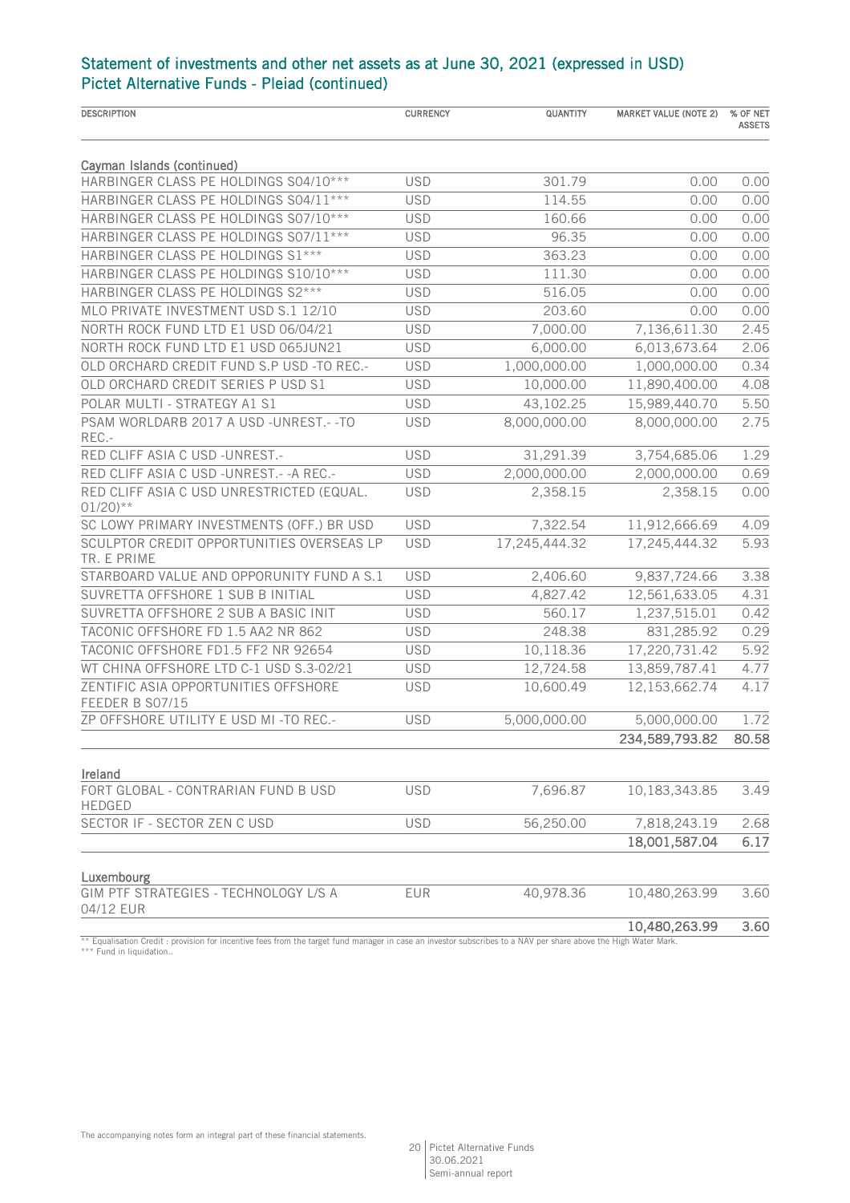## Statement of investments and other net assets as at June 30, 2021 (expressed in USD)
## Pictet Alternative Funds - Pleiad (continued)

| DESCRIPTION | CURRENCY | QUANTITY | MARKET VALUE (NOTE 2) | % OF NET ASSETS |
|---|---|---|---|---|
| **Cayman Islands (continued)** | | | | |
| HARBINGER CLASS PE HOLDINGS S04/10*** | USD | 301.79 | 0.00 | 0.00 |
| HARBINGER CLASS PE HOLDINGS S04/11*** | USD | 114.55 | 0.00 | 0.00 |
| HARBINGER CLASS PE HOLDINGS S07/10*** | USD | 160.66 | 0.00 | 0.00 |
| HARBINGER CLASS PE HOLDINGS S07/11*** | USD | 96.35 | 0.00 | 0.00 |
| HARBINGER CLASS PE HOLDINGS S1*** | USD | 363.23 | 0.00 | 0.00 |
| HARBINGER CLASS PE HOLDINGS S10/10*** | USD | 111.30 | 0.00 | 0.00 |
| HARBINGER CLASS PE HOLDINGS S2*** | USD | 516.05 | 0.00 | 0.00 |
| MLO PRIVATE INVESTMENT USD S.1 12/10 | USD | 203.60 | 0.00 | 0.00 |
| NORTH ROCK FUND LTD E1 USD 06/04/21 | USD | 7,000.00 | 7,136,611.30 | 2.45 |
| NORTH ROCK FUND LTD E1 USD 065JUN21 | USD | 6,000.00 | 6,013,673.64 | 2.06 |
| OLD ORCHARD CREDIT FUND S.P USD -TO REC.- | USD | 1,000,000.00 | 1,000,000.00 | 0.34 |
| OLD ORCHARD CREDIT SERIES P USD S1 | USD | 10,000.00 | 11,890,400.00 | 4.08 |
| POLAR MULTI - STRATEGY A1 S1 | USD | 43,102.25 | 15,989,440.70 | 5.50 |
| PSAM WORLDARB 2017 A USD -UNREST.- -TO REC.- | USD | 8,000,000.00 | 8,000,000.00 | 2.75 |
| RED CLIFF ASIA C USD -UNREST.- | USD | 31,291.39 | 3,754,685.06 | 1.29 |
| RED CLIFF ASIA C USD -UNREST.- -A REC.- | USD | 2,000,000.00 | 2,000,000.00 | 0.69 |
| RED CLIFF ASIA C USD UNRESTRICTED (EQUAL. 01/20)** | USD | 2,358.15 | 2,358.15 | 0.00 |
| SC LOWY PRIMARY INVESTMENTS (OFF.) BR USD | USD | 7,322.54 | 11,912,666.69 | 4.09 |
| SCULPTOR CREDIT OPPORTUNITIES OVERSEAS LP TR. E PRIME | USD | 17,245,444.32 | 17,245,444.32 | 5.93 |
| STARBOARD VALUE AND OPPORUNITY FUND A S.1 | USD | 2,406.60 | 9,837,724.66 | 3.38 |
| SUVRETTA OFFSHORE 1 SUB B INITIAL | USD | 4,827.42 | 12,561,633.05 | 4.31 |
| SUVRETTA OFFSHORE 2 SUB A BASIC INIT | USD | 560.17 | 1,237,515.01 | 0.42 |
| TACONIC OFFSHORE FD 1.5 AA2 NR 862 | USD | 248.38 | 831,285.92 | 0.29 |
| TACONIC OFFSHORE FD1.5 FF2 NR 92654 | USD | 10,118.36 | 17,220,731.42 | 5.92 |
| WT CHINA OFFSHORE LTD C-1 USD S.3-02/21 | USD | 12,724.58 | 13,859,787.41 | 4.77 |
| ZENTIFIC ASIA OPPORTUNITIES OFFSHORE FEEDER B S07/15 | USD | 10,600.49 | 12,153,662.74 | 4.17 |
| ZP OFFSHORE UTILITY E USD MI -TO REC.- | USD | 5,000,000.00 | 5,000,000.00 | 1.72 |
| | | | **234,589,793.82** | **80.58** |
| **Ireland** | | | | |
| FORT GLOBAL - CONTRARIAN FUND B USD HEDGED | USD | 7,696.87 | 10,183,343.85 | 3.49 |
| SECTOR IF - SECTOR ZEN C USD | USD | 56,250.00 | 7,818,243.19 | 2.68 |
| | | | **18,001,587.04** | **6.17** |
| **Luxembourg** | | | | |
| GIM PTF STRATEGIES - TECHNOLOGY L/S A 04/12 EUR | EUR | 40,978.36 | 10,480,263.99 | 3.60 |
| | | | **10,480,263.99** | **3.60** |

** Equalisation Credit : provision for incentive fees from the target fund manager in case an investor subscribes to a NAV per share above the High Water Mark.
*** Fund in liquidation..

The accompanying notes form an integral part of these financial statements.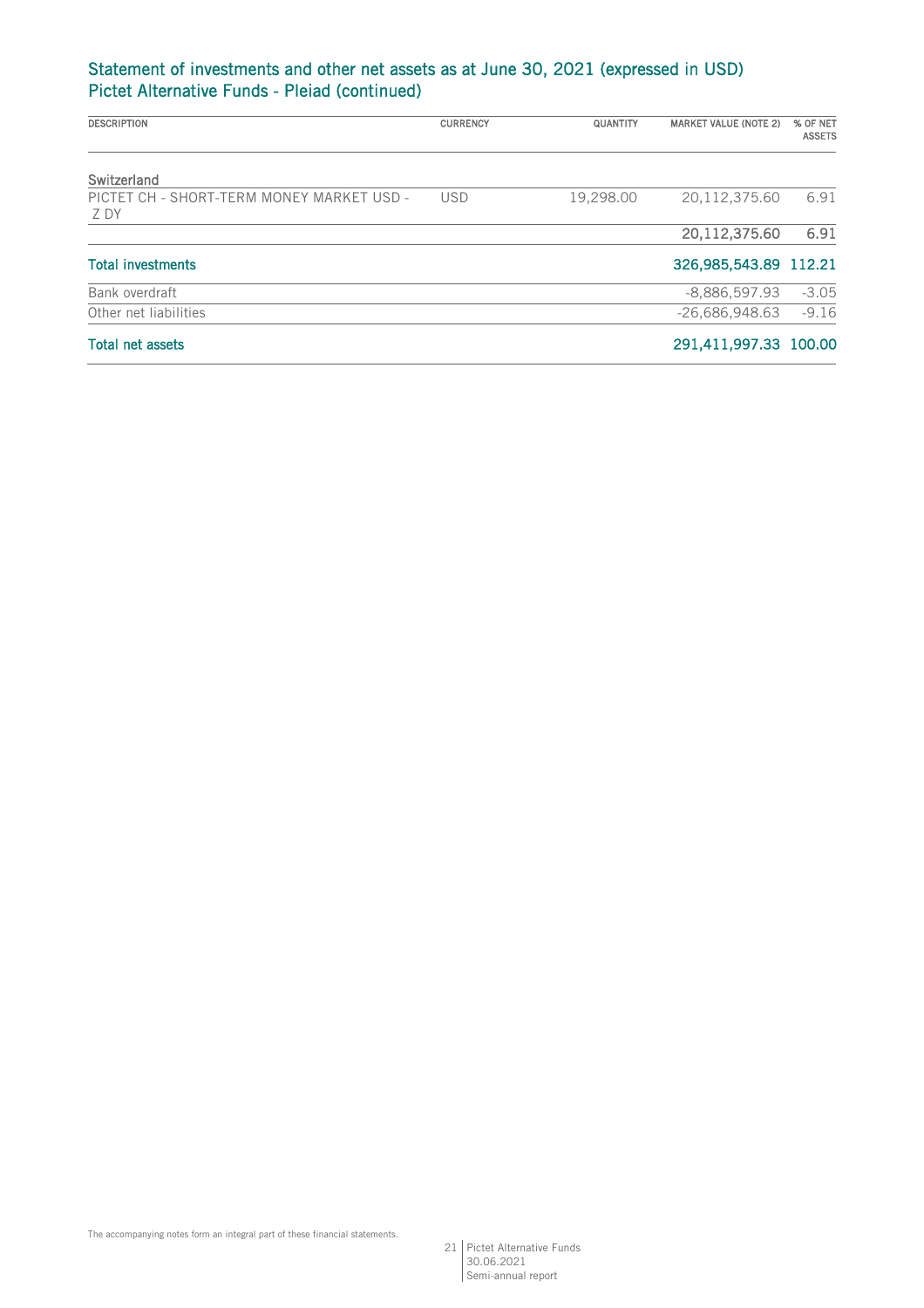## Statement of investments and other net assets as at June 30, 2021 (expressed in USD)
## Pictet Alternative Funds - Pleiad (continued)

| DESCRIPTION | CURRENCY | QUANTITY | MARKET VALUE (NOTE 2) | % OF NET ASSETS |
|---|---|---|---|---|
| **Switzerland** | | | | |
| PICTET CH - SHORT-TERM MONEY MARKET USD - Z DY | USD | 19,298.00 | 20,112,375.60 | 6.91 |
| | | | **20,112,375.60** | **6.91** |
| **Total investments** | | | **326,985,543.89** | **112.21** |
| Bank overdraft | | | -8,886,597.93 | -3.05 |
| Other net liabilities | | | -26,686,948.63 | -9.16 |
| **Total net assets** | | | **291,411,997.33** | **100.00** |

The accompanying notes form an integral part of these financial statements.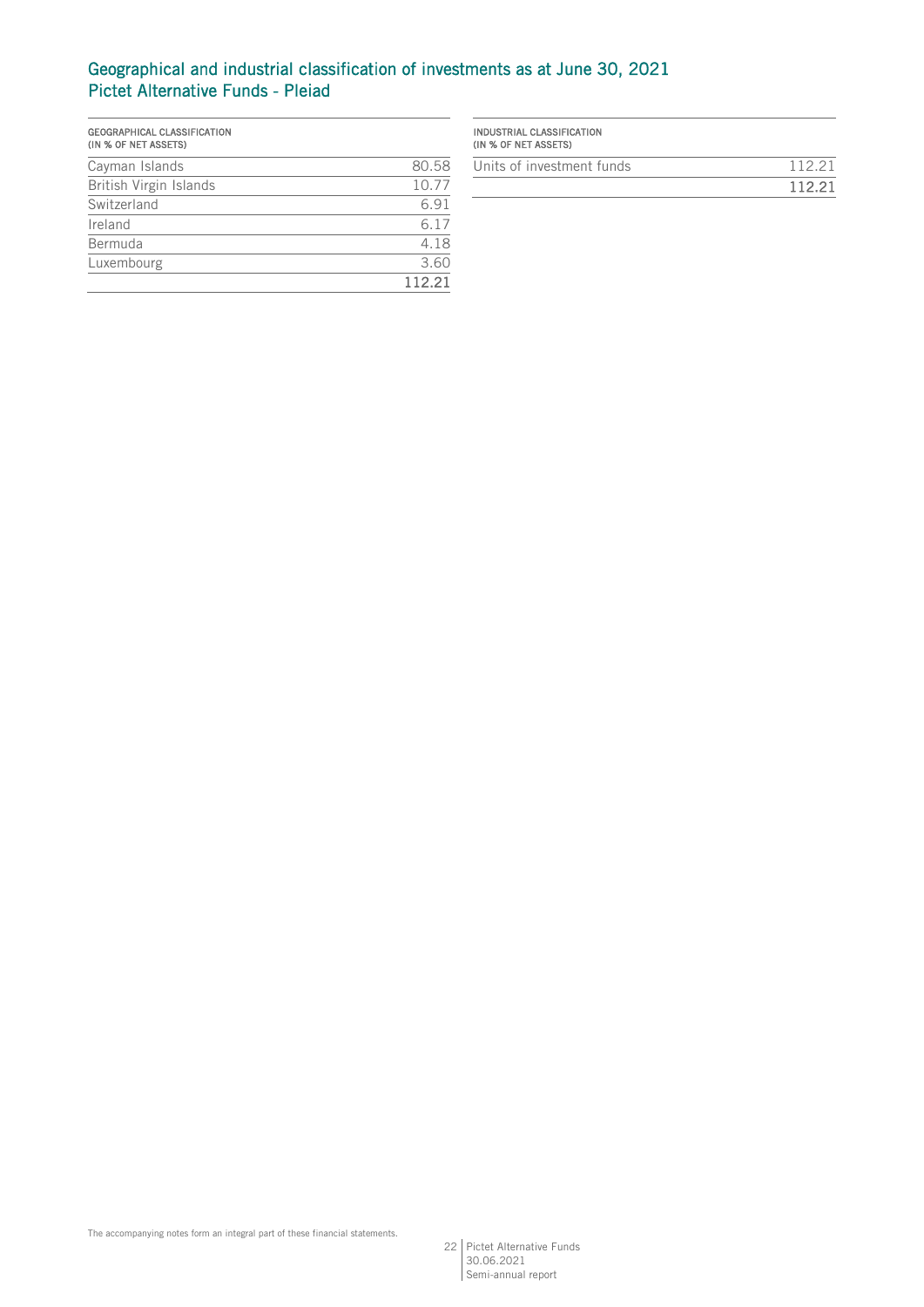## Geographical and industrial classification of investments as at June 30, 2021
## Pictet Alternative Funds - Pleiad

| GEOGRAPHICAL CLASSIFICATION (IN % OF NET ASSETS) | |
|---|---|
| Cayman Islands | 80.58 |
| British Virgin Islands | 10.77 |
| Switzerland | 6.91 |
| Ireland | 6.17 |
| Bermuda | 4.18 |
| Luxembourg | 3.60 |
| | **112.21** |

| INDUSTRIAL CLASSIFICATION (IN % OF NET ASSETS) | |
|---|---|
| Units of investment funds | 112.21 |
| | **112.21** |

The accompanying notes form an integral part of these financial statements.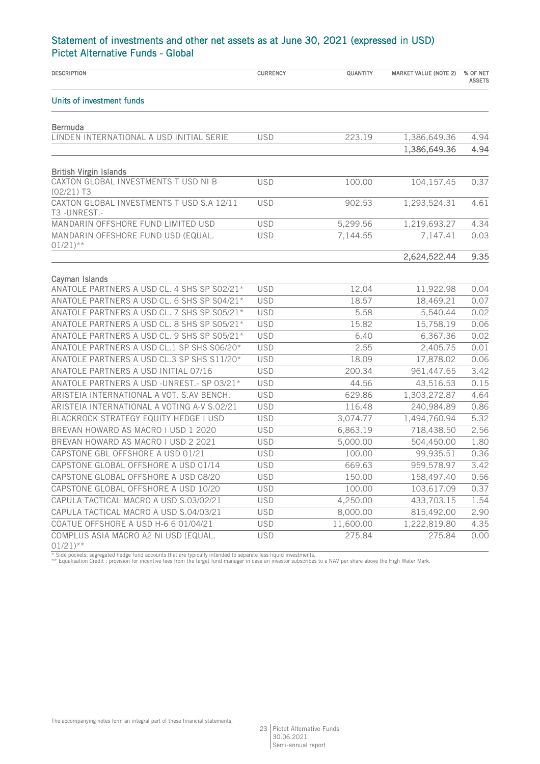## Statement of investments and other net assets as at June 30, 2021 (expressed in USD)
## Pictet Alternative Funds - Global

| DESCRIPTION | CURRENCY | QUANTITY | MARKET VALUE (NOTE 2) | % OF NET ASSETS |
|---|---|---|---|---|
| **Units of investment funds** | | | | |
| **Bermuda** | | | | |
| LINDEN INTERNATIONAL A USD INITIAL SERIE | USD | 223.19 | 1,386,649.36 | 4.94 |
| | | | **1,386,649.36** | **4.94** |
| **British Virgin Islands** | | | | |
| CAXTON GLOBAL INVESTMENTS T USD NI B (02/21) T3 | USD | 100.00 | 104,157.45 | 0.37 |
| CAXTON GLOBAL INVESTMENTS T USD S.A 12/11 T3 -UNREST.- | USD | 902.53 | 1,293,524.31 | 4.61 |
| MANDARIN OFFSHORE FUND LIMITED USD | USD | 5,299.56 | 1,219,693.27 | 4.34 |
| MANDARIN OFFSHORE FUND USD (EQUAL. 01/21)** | USD | 7,144.55 | 7,147.41 | 0.03 |
| | | | **2,624,522.44** | **9.35** |
| **Cayman Islands** | | | | |
| ANATOLE PARTNERS A USD CL. 4 SHS SP S02/21* | USD | 12.04 | 11,922.98 | 0.04 |
| ANATOLE PARTNERS A USD CL. 6 SHS SP S04/21* | USD | 18.57 | 18,469.21 | 0.07 |
| ANATOLE PARTNERS A USD CL. 7 SHS SP S05/21* | USD | 5.58 | 5,540.44 | 0.02 |
| ANATOLE PARTNERS A USD CL. 8 SHS SP S05/21* | USD | 15.82 | 15,758.19 | 0.06 |
| ANATOLE PARTNERS A USD CL. 9 SHS SP S05/21* | USD | 6.40 | 6,367.36 | 0.02 |
| ANATOLE PARTNERS A USD CL.1 SP SHS S06/20* | USD | 2.55 | 2,405.75 | 0.01 |
| ANATOLE PARTNERS A USD CL.3 SP SHS S11/20* | USD | 18.09 | 17,878.02 | 0.06 |
| ANATOLE PARTNERS A USD INITIAL 07/16 | USD | 200.34 | 961,447.65 | 3.42 |
| ANATOLE PARTNERS A USD -UNREST.- SP 03/21* | USD | 44.56 | 43,516.53 | 0.15 |
| ARISTEIA INTERNATIONAL A VOT. S.AV BENCH. | USD | 629.86 | 1,303,272.87 | 4.64 |
| ARISTEIA INTERNATIONAL A VOTING A-V S.02/21 | USD | 116.48 | 240,984.89 | 0.86 |
| BLACKROCK STRATEGY EQUITY HEDGE I USD | USD | 3,074.77 | 1,494,760.94 | 5.32 |
| BREVAN HOWARD AS MACRO I USD 1 2020 | USD | 6,863.19 | 718,438.50 | 2.56 |
| BREVAN HOWARD AS MACRO I USD 2 2021 | USD | 5,000.00 | 504,450.00 | 1.80 |
| CAPSTONE GBL OFFSHORE A USD 01/21 | USD | 100.00 | 99,935.51 | 0.36 |
| CAPSTONE GLOBAL OFFSHORE A USD 01/14 | USD | 669.63 | 959,578.97 | 3.42 |
| CAPSTONE GLOBAL OFFSHORE A USD 08/20 | USD | 150.00 | 158,497.40 | 0.56 |
| CAPSTONE GLOBAL OFFSHORE A USD 10/20 | USD | 100.00 | 103,617.09 | 0.37 |
| CAPULA TACTICAL MACRO A USD S.03/02/21 | USD | 4,250.00 | 433,703.15 | 1.54 |
| CAPULA TACTICAL MACRO A USD S.04/03/21 | USD | 8,000.00 | 815,492.00 | 2.90 |
| COATUE OFFSHORE A USD H-6 6 01/04/21 | USD | 11,600.00 | 1,222,819.80 | 4.35 |
| COMPLUS ASIA MACRO A2 NI USD (EQUAL. 01/21)** | USD | 275.84 | 275.84 | 0.00 |

\* Side pockets: segregated hedge fund accounts that are typically intended to separate less liquid investments.
\*\* Equalisation Credit : provision for incentive fees from the target fund manager in case an investor subscribes to a NAV per share above the High Water Mark.

The accompanying notes form an integral part of these financial statements.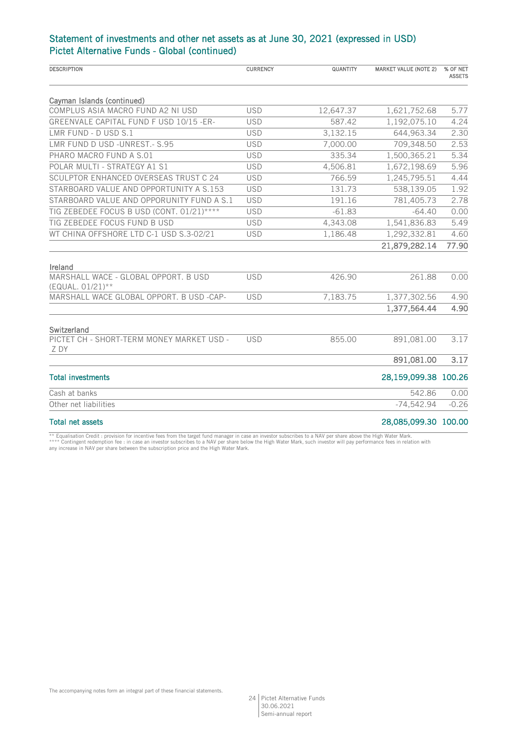## Statement of investments and other net assets as at June 30, 2021 (expressed in USD)
## Pictet Alternative Funds - Global (continued)

| DESCRIPTION | CURRENCY | QUANTITY | MARKET VALUE (NOTE 2) | % OF NET ASSETS |
|---|---|---|---|---|
| **Cayman Islands (continued)** | | | | |
| COMPLUS ASIA MACRO FUND A2 NI USD | USD | 12,647.37 | 1,621,752.68 | 5.77 |
| GREENVALE CAPITAL FUND F USD 10/15 -ER- | USD | 587.42 | 1,192,075.10 | 4.24 |
| LMR FUND - D USD S.1 | USD | 3,132.15 | 644,963.34 | 2.30 |
| LMR FUND D USD -UNREST.- S.95 | USD | 7,000.00 | 709,348.50 | 2.53 |
| PHARO MACRO FUND A S.01 | USD | 335.34 | 1,500,365.21 | 5.34 |
| POLAR MULTI - STRATEGY A1 S1 | USD | 4,506.81 | 1,672,198.69 | 5.96 |
| SCULPTOR ENHANCED OVERSEAS TRUST C 24 | USD | 766.59 | 1,245,795.51 | 4.44 |
| STARBOARD VALUE AND OPPORTUNITY A S.153 | USD | 131.73 | 538,139.05 | 1.92 |
| STARBOARD VALUE AND OPPORUNITY FUND A S.1 | USD | 191.16 | 781,405.73 | 2.78 |
| TIG ZEBEDEE FOCUS B USD (CONT. 01/21)**** | USD | -61.83 | -64.40 | 0.00 |
| TIG ZEBEDEE FOCUS FUND B USD | USD | 4,343.08 | 1,541,836.83 | 5.49 |
| WT CHINA OFFSHORE LTD C-1 USD S.3-02/21 | USD | 1,186.48 | 1,292,332.81 | 4.60 |
| | | | **21,879,282.14** | **77.90** |
| **Ireland** | | | | |
| MARSHALL WACE - GLOBAL OPPORT. B USD (EQUAL. 01/21)** | USD | 426.90 | 261.88 | 0.00 |
| MARSHALL WACE GLOBAL OPPORT. B USD -CAP- | USD | 7,183.75 | 1,377,302.56 | 4.90 |
| | | | **1,377,564.44** | **4.90** |
| **Switzerland** | | | | |
| PICTET CH - SHORT-TERM MONEY MARKET USD - Z DY | USD | 855.00 | 891,081.00 | 3.17 |
| | | | **891,081.00** | **3.17** |
| **Total investments** | | | **28,159,099.38** | **100.26** |
| Cash at banks | | | 542.86 | 0.00 |
| Other net liabilities | | | -74,542.94 | -0.26 |
| **Total net assets** | | | **28,085,099.30** | **100.00** |

** Equalisation Credit : provision for incentive fees from the target fund manager in case an investor subscribes to a NAV per share above the High Water Mark.
**** Contingent redemption fee : in case an investor subscribes to a NAV per share below the High Water Mark, such investor will pay performance fees in relation with any increase in NAV per share between the subscription price and the High Water Mark.

The accompanying notes form an integral part of these financial statements.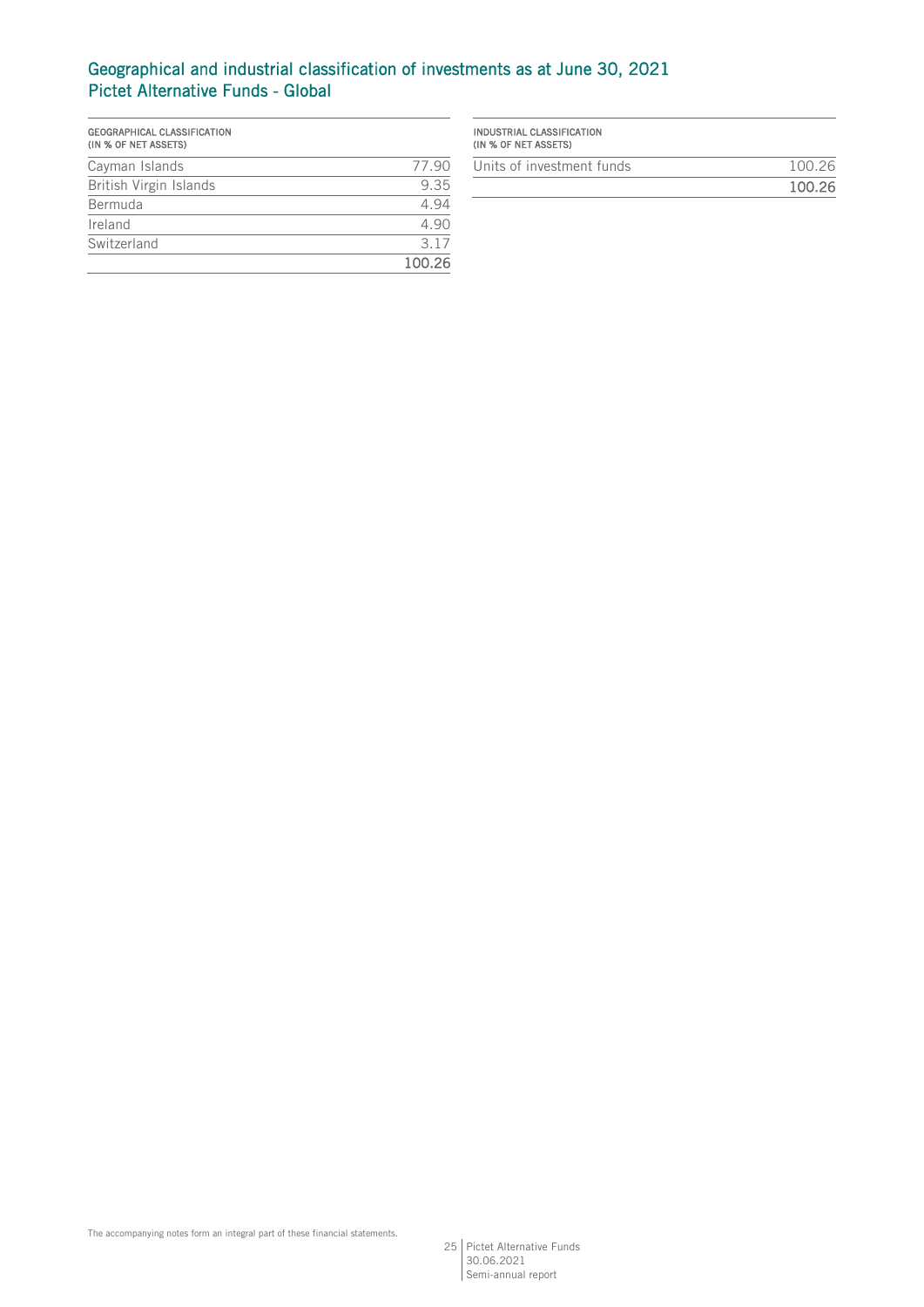## Geographical and industrial classification of investments as at June 30, 2021
## Pictet Alternative Funds - Global

| GEOGRAPHICAL CLASSIFICATION (IN % OF NET ASSETS) | |
|---|---|
| Cayman Islands | 77.90 |
| British Virgin Islands | 9.35 |
| Bermuda | 4.94 |
| Ireland | 4.90 |
| Switzerland | 3.17 |
| | **100.26** |

| INDUSTRIAL CLASSIFICATION (IN % OF NET ASSETS) | |
|---|---|
| Units of investment funds | 100.26 |
| | **100.26** |

The accompanying notes form an integral part of these financial statements.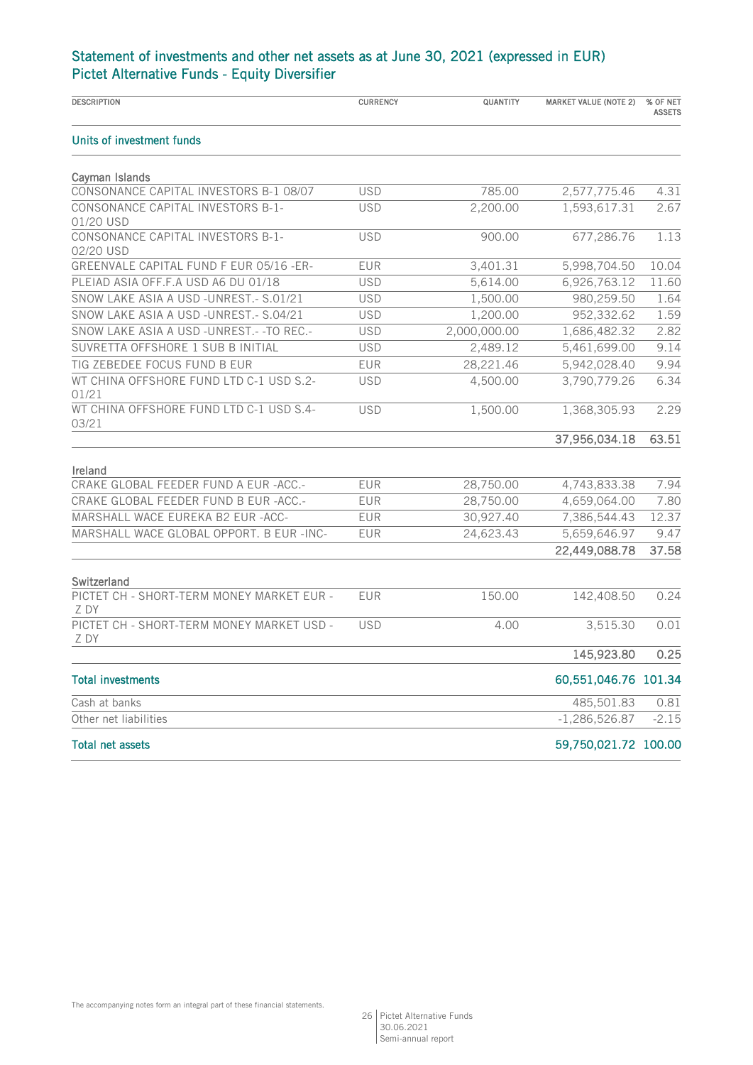## Statement of investments and other net assets as at June 30, 2021 (expressed in EUR)
## Pictet Alternative Funds - Equity Diversifier

| DESCRIPTION | CURRENCY | QUANTITY | MARKET VALUE (NOTE 2) | % OF NET ASSETS |
|---|---|---|---|---|
| **Units of investment funds** | | | | |
| **Cayman Islands** | | | | |
| CONSONANCE CAPITAL INVESTORS B-1 08/07 | USD | 785.00 | 2,577,775.46 | 4.31 |
| CONSONANCE CAPITAL INVESTORS B-1-01/20 USD | USD | 2,200.00 | 1,593,617.31 | 2.67 |
| CONSONANCE CAPITAL INVESTORS B-1-02/20 USD | USD | 900.00 | 677,286.76 | 1.13 |
| GREENVALE CAPITAL FUND F EUR 05/16 -ER- | EUR | 3,401.31 | 5,998,704.50 | 10.04 |
| PLEIAD ASIA OFF.F.A USD A6 DU 01/18 | USD | 5,614.00 | 6,926,763.12 | 11.60 |
| SNOW LAKE ASIA A USD -UNREST.- S.01/21 | USD | 1,500.00 | 980,259.50 | 1.64 |
| SNOW LAKE ASIA A USD -UNREST.- S.04/21 | USD | 1,200.00 | 952,332.62 | 1.59 |
| SNOW LAKE ASIA A USD -UNREST.- -TO REC.- | USD | 2,000,000.00 | 1,686,482.32 | 2.82 |
| SUVRETTA OFFSHORE 1 SUB B INITIAL | USD | 2,489.12 | 5,461,699.00 | 9.14 |
| TIG ZEBEDEE FOCUS FUND B EUR | EUR | 28,221.46 | 5,942,028.40 | 9.94 |
| WT CHINA OFFSHORE FUND LTD C-1 USD S.2-01/21 | USD | 4,500.00 | 3,790,779.26 | 6.34 |
| WT CHINA OFFSHORE FUND LTD C-1 USD S.4-03/21 | USD | 1,500.00 | 1,368,305.93 | 2.29 |
| | | | **37,956,034.18** | **63.51** |
| **Ireland** | | | | |
| CRAKE GLOBAL FEEDER FUND A EUR -ACC.- | EUR | 28,750.00 | 4,743,833.38 | 7.94 |
| CRAKE GLOBAL FEEDER FUND B EUR -ACC.- | EUR | 28,750.00 | 4,659,064.00 | 7.80 |
| MARSHALL WACE EUREKA B2 EUR -ACC- | EUR | 30,927.40 | 7,386,544.43 | 12.37 |
| MARSHALL WACE GLOBAL OPPORT. B EUR -INC- | EUR | 24,623.43 | 5,659,646.97 | 9.47 |
| | | | **22,449,088.78** | **37.58** |
| **Switzerland** | | | | |
| PICTET CH - SHORT-TERM MONEY MARKET EUR - Z DY | EUR | 150.00 | 142,408.50 | 0.24 |
| PICTET CH - SHORT-TERM MONEY MARKET USD - Z DY | USD | 4.00 | 3,515.30 | 0.01 |
| | | | **145,923.80** | **0.25** |
| **Total investments** | | | **60,551,046.76** | **101.34** |
| Cash at banks | | | 485,501.83 | 0.81 |
| Other net liabilities | | | -1,286,526.87 | -2.15 |
| **Total net assets** | | | **59,750,021.72** | **100.00** |

The accompanying notes form an integral part of these financial statements.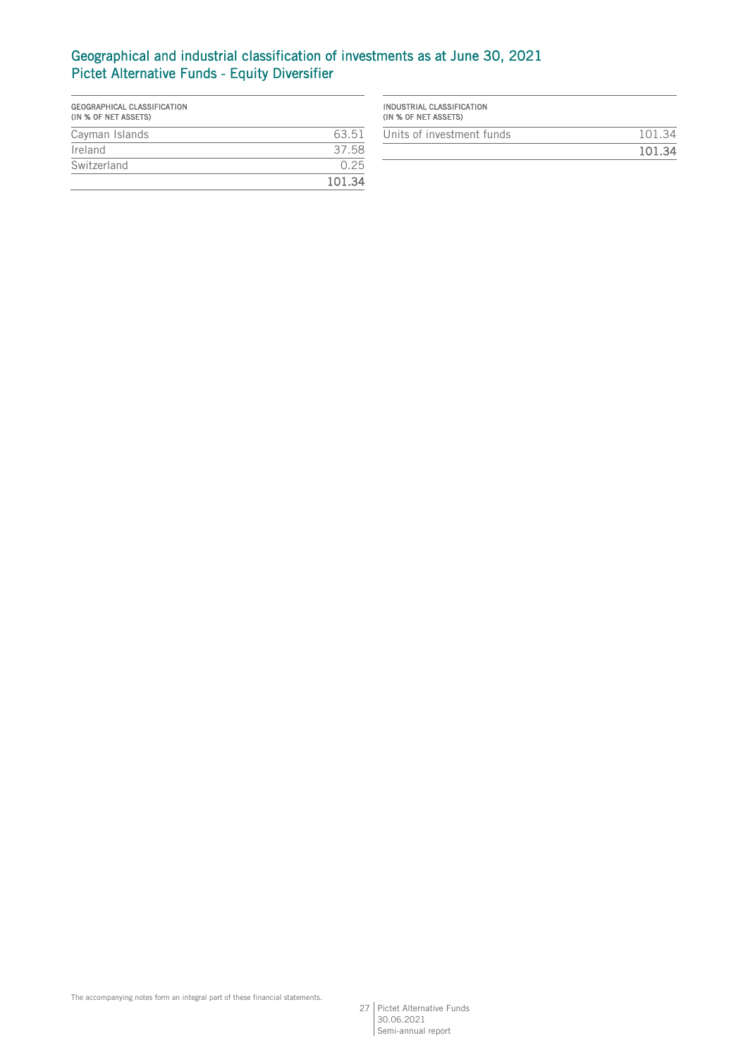## Geographical and industrial classification of investments as at June 30, 2021
## Pictet Alternative Funds - Equity Diversifier

| GEOGRAPHICAL CLASSIFICATION (IN % OF NET ASSETS) | |
|---|---|
| Cayman Islands | 63.51 |
| Ireland | 37.58 |
| Switzerland | 0.25 |
| | **101.34** |

| INDUSTRIAL CLASSIFICATION (IN % OF NET ASSETS) | |
|---|---|
| Units of investment funds | 101.34 |
| | **101.34** |

The accompanying notes form an integral part of these financial statements.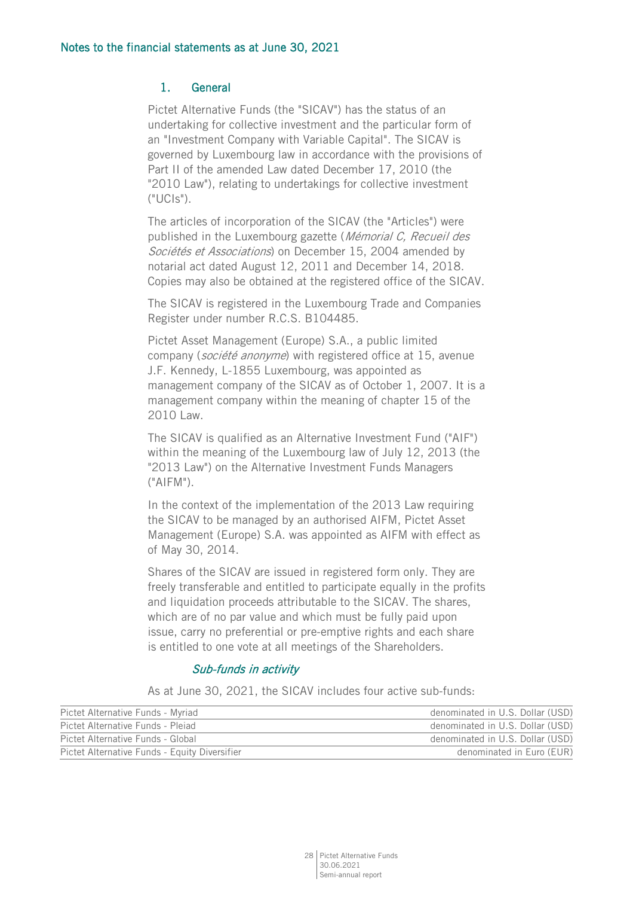## Notes to the financial statements as at June 30, 2021

### 1. General

Pictet Alternative Funds (the "SICAV") has the status of an undertaking for collective investment and the particular form of an "Investment Company with Variable Capital". The SICAV is governed by Luxembourg law in accordance with the provisions of Part II of the amended Law dated December 17, 2010 (the "2010 Law"), relating to undertakings for collective investment ("UCIs").

The articles of incorporation of the SICAV (the "Articles") were published in the Luxembourg gazette (*Mémorial C, Recueil des Sociétés et Associations*) on December 15, 2004 amended by notarial act dated August 12, 2011 and December 14, 2018. Copies may also be obtained at the registered office of the SICAV.

The SICAV is registered in the Luxembourg Trade and Companies Register under number R.C.S. B104485.

Pictet Asset Management (Europe) S.A., a public limited company (*société anonyme*) with registered office at 15, avenue J.F. Kennedy, L-1855 Luxembourg, was appointed as management company of the SICAV as of October 1, 2007. It is a management company within the meaning of chapter 15 of the 2010 Law.

The SICAV is qualified as an Alternative Investment Fund ("AIF") within the meaning of the Luxembourg law of July 12, 2013 (the "2013 Law") on the Alternative Investment Funds Managers ("AIFM").

In the context of the implementation of the 2013 Law requiring the SICAV to be managed by an authorised AIFM, Pictet Asset Management (Europe) S.A. was appointed as AIFM with effect as of May 30, 2014.

Shares of the SICAV are issued in registered form only. They are freely transferable and entitled to participate equally in the profits and liquidation proceeds attributable to the SICAV. The shares, which are of no par value and which must be fully paid upon issue, carry no preferential or pre-emptive rights and each share is entitled to one vote at all meetings of the Shareholders.

#### *Sub-funds in activity*

As at June 30, 2021, the SICAV includes four active sub-funds:

| | |
|---|---|
| Pictet Alternative Funds - Myriad | denominated in U.S. Dollar (USD) |
| Pictet Alternative Funds - Pleiad | denominated in U.S. Dollar (USD) |
| Pictet Alternative Funds - Global | denominated in U.S. Dollar (USD) |
| Pictet Alternative Funds - Equity Diversifier | denominated in Euro (EUR) |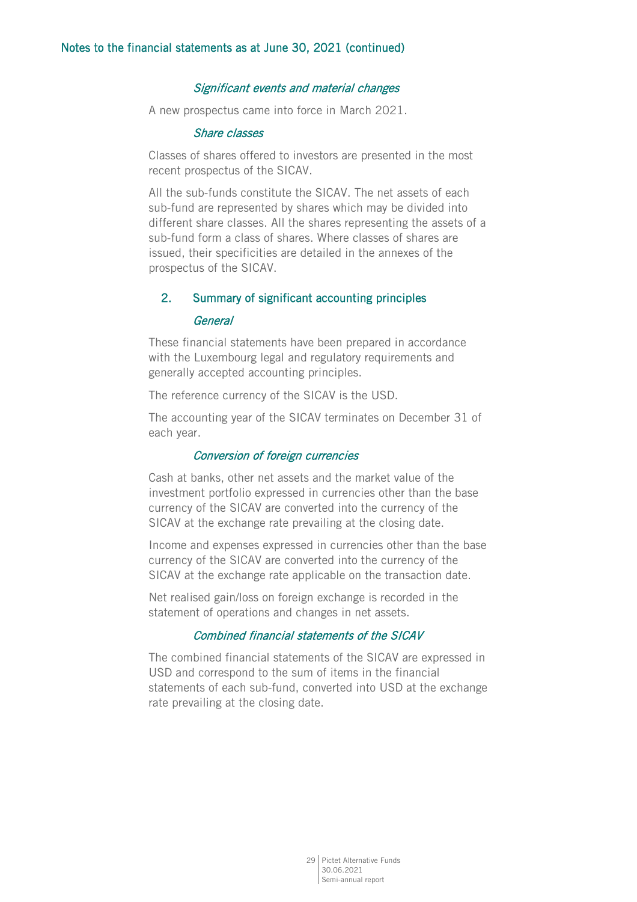### *Significant events and material changes*

A new prospectus came into force in March 2021.

### *Share classes*

Classes of shares offered to investors are presented in the most recent prospectus of the SICAV.

All the sub-funds constitute the SICAV. The net assets of each sub-fund are represented by shares which may be divided into different share classes. All the shares representing the assets of a sub-fund form a class of shares. Where classes of shares are issued, their specificities are detailed in the annexes of the prospectus of the SICAV.

## 2. Summary of significant accounting principles

### *General*

These financial statements have been prepared in accordance with the Luxembourg legal and regulatory requirements and generally accepted accounting principles.

The reference currency of the SICAV is the USD.

The accounting year of the SICAV terminates on December 31 of each year.

### *Conversion of foreign currencies*

Cash at banks, other net assets and the market value of the investment portfolio expressed in currencies other than the base currency of the SICAV are converted into the currency of the SICAV at the exchange rate prevailing at the closing date.

Income and expenses expressed in currencies other than the base currency of the SICAV are converted into the currency of the SICAV at the exchange rate applicable on the transaction date.

Net realised gain/loss on foreign exchange is recorded in the statement of operations and changes in net assets.

### *Combined financial statements of the SICAV*

The combined financial statements of the SICAV are expressed in USD and correspond to the sum of items in the financial statements of each sub-fund, converted into USD at the exchange rate prevailing at the closing date.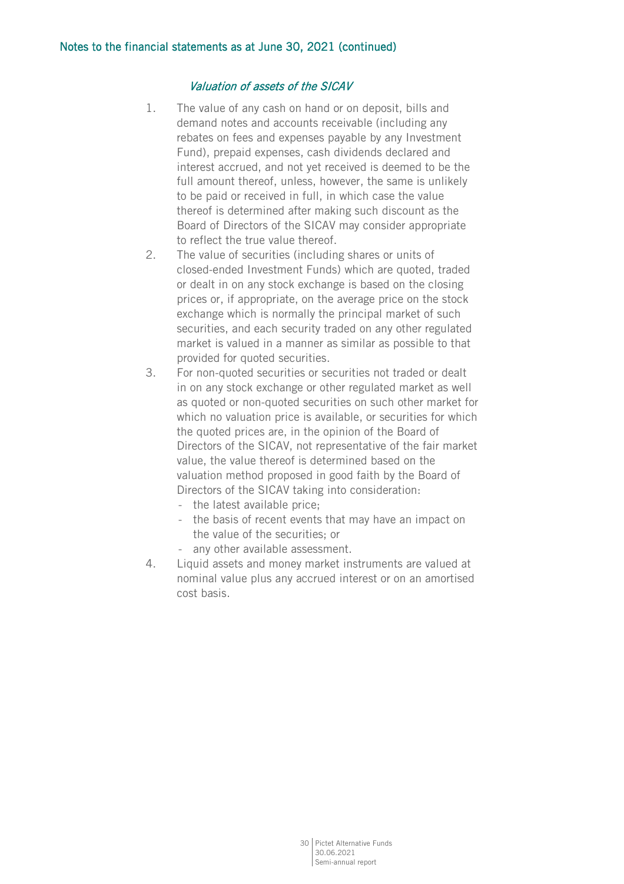## Notes to the financial statements as at June 30, 2021 (continued)

### *Valuation of assets of the SICAV*

1. The value of any cash on hand or on deposit, bills and demand notes and accounts receivable (including any rebates on fees and expenses payable by any Investment Fund), prepaid expenses, cash dividends declared and interest accrued, and not yet received is deemed to be the full amount thereof, unless, however, the same is unlikely to be paid or received in full, in which case the value thereof is determined after making such discount as the Board of Directors of the SICAV may consider appropriate to reflect the true value thereof.
2. The value of securities (including shares or units of closed-ended Investment Funds) which are quoted, traded or dealt in on any stock exchange is based on the closing prices or, if appropriate, on the average price on the stock exchange which is normally the principal market of such securities, and each security traded on any other regulated market is valued in a manner as similar as possible to that provided for quoted securities.
3. For non-quoted securities or securities not traded or dealt in on any stock exchange or other regulated market as well as quoted or non-quoted securities on such other market for which no valuation price is available, or securities for which the quoted prices are, in the opinion of the Board of Directors of the SICAV, not representative of the fair market value, the value thereof is determined based on the valuation method proposed in good faith by the Board of Directors of the SICAV taking into consideration:
   - the latest available price;
   - the basis of recent events that may have an impact on the value of the securities; or
   - any other available assessment.
4. Liquid assets and money market instruments are valued at nominal value plus any accrued interest or on an amortised cost basis.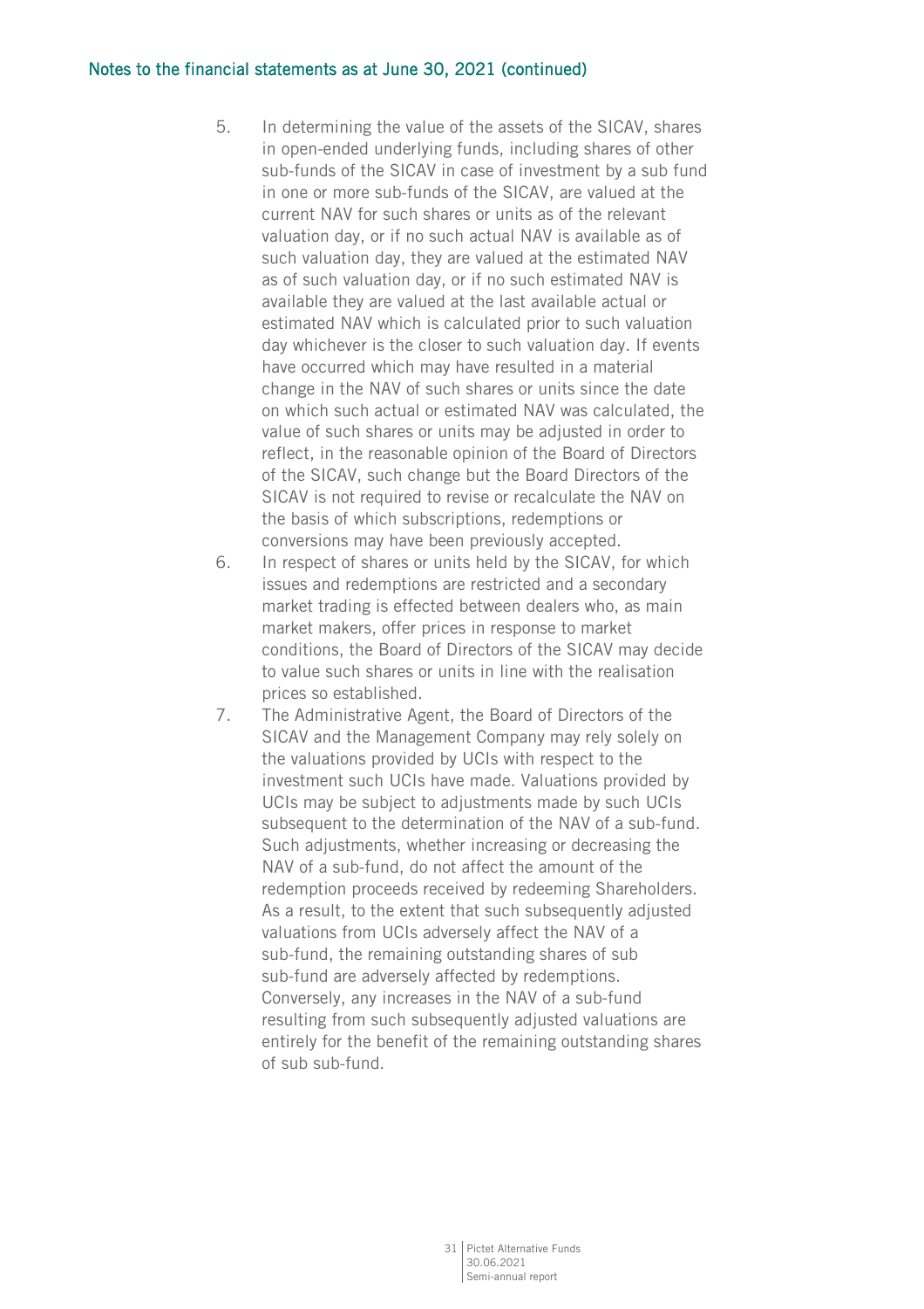5. In determining the value of the assets of the SICAV, shares in open-ended underlying funds, including shares of other sub-funds of the SICAV in case of investment by a sub fund in one or more sub-funds of the SICAV, are valued at the current NAV for such shares or units as of the relevant valuation day, or if no such actual NAV is available as of such valuation day, they are valued at the estimated NAV as of such valuation day, or if no such estimated NAV is available they are valued at the last available actual or estimated NAV which is calculated prior to such valuation day whichever is the closer to such valuation day. If events have occurred which may have resulted in a material change in the NAV of such shares or units since the date on which such actual or estimated NAV was calculated, the value of such shares or units may be adjusted in order to reflect, in the reasonable opinion of the Board of Directors of the SICAV, such change but the Board Directors of the SICAV is not required to revise or recalculate the NAV on the basis of which subscriptions, redemptions or conversions may have been previously accepted.
6. In respect of shares or units held by the SICAV, for which issues and redemptions are restricted and a secondary market trading is effected between dealers who, as main market makers, offer prices in response to market conditions, the Board of Directors of the SICAV may decide to value such shares or units in line with the realisation prices so established.
7. The Administrative Agent, the Board of Directors of the SICAV and the Management Company may rely solely on the valuations provided by UCIs with respect to the investment such UCIs have made. Valuations provided by UCIs may be subject to adjustments made by such UCIs subsequent to the determination of the NAV of a sub-fund. Such adjustments, whether increasing or decreasing the NAV of a sub-fund, do not affect the amount of the redemption proceeds received by redeeming Shareholders. As a result, to the extent that such subsequently adjusted valuations from UCIs adversely affect the NAV of a sub-fund, the remaining outstanding shares of sub sub-fund are adversely affected by redemptions. Conversely, any increases in the NAV of a sub-fund resulting from such subsequently adjusted valuations are entirely for the benefit of the remaining outstanding shares of sub sub-fund.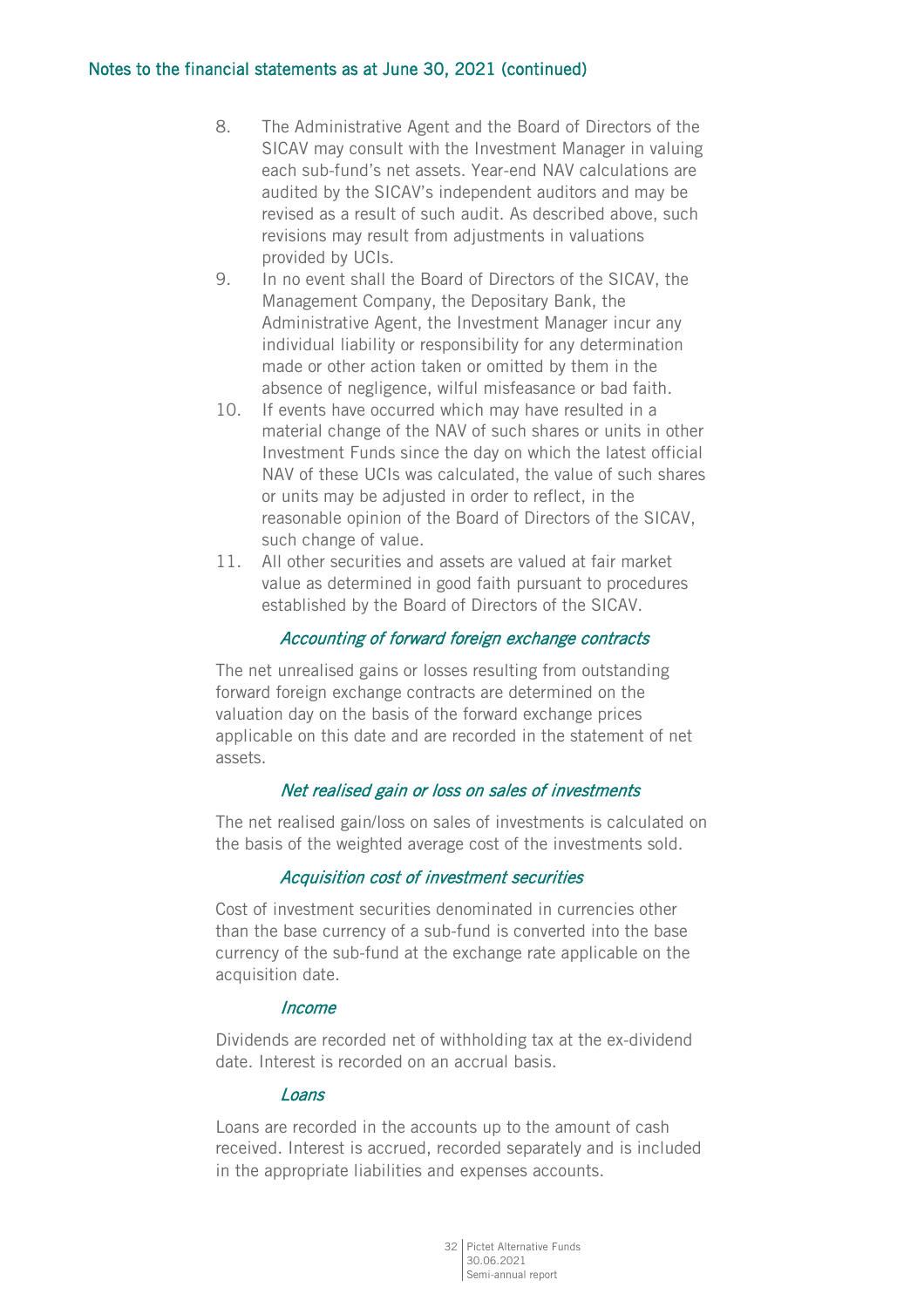8. The Administrative Agent and the Board of Directors of the SICAV may consult with the Investment Manager in valuing each sub-fund's net assets. Year-end NAV calculations are audited by the SICAV's independent auditors and may be revised as a result of such audit. As described above, such revisions may result from adjustments in valuations provided by UCIs.
9. In no event shall the Board of Directors of the SICAV, the Management Company, the Depositary Bank, the Administrative Agent, the Investment Manager incur any individual liability or responsibility for any determination made or other action taken or omitted by them in the absence of negligence, wilful misfeasance or bad faith.
10. If events have occurred which may have resulted in a material change of the NAV of such shares or units in other Investment Funds since the day on which the latest official NAV of these UCIs was calculated, the value of such shares or units may be adjusted in order to reflect, in the reasonable opinion of the Board of Directors of the SICAV, such change of value.
11. All other securities and assets are valued at fair market value as determined in good faith pursuant to procedures established by the Board of Directors of the SICAV.

#### *Accounting of forward foreign exchange contracts*

The net unrealised gains or losses resulting from outstanding forward foreign exchange contracts are determined on the valuation day on the basis of the forward exchange prices applicable on this date and are recorded in the statement of net assets.

#### *Net realised gain or loss on sales of investments*

The net realised gain/loss on sales of investments is calculated on the basis of the weighted average cost of the investments sold.

#### *Acquisition cost of investment securities*

Cost of investment securities denominated in currencies other than the base currency of a sub-fund is converted into the base currency of the sub-fund at the exchange rate applicable on the acquisition date.

#### *Income*

Dividends are recorded net of withholding tax at the ex-dividend date. Interest is recorded on an accrual basis.

#### *Loans*

Loans are recorded in the accounts up to the amount of cash received. Interest is accrued, recorded separately and is included in the appropriate liabilities and expenses accounts.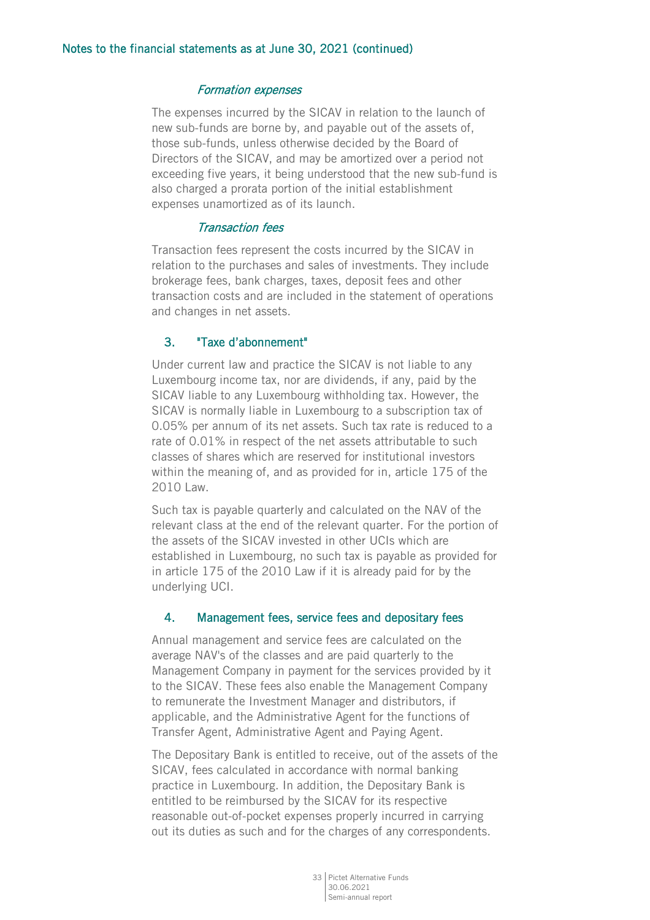*Formation expenses*

The expenses incurred by the SICAV in relation to the launch of new sub-funds are borne by, and payable out of the assets of, those sub-funds, unless otherwise decided by the Board of Directors of the SICAV, and may be amortized over a period not exceeding five years, it being understood that the new sub-fund is also charged a prorata portion of the initial establishment expenses unamortized as of its launch.

*Transaction fees*

Transaction fees represent the costs incurred by the SICAV in relation to the purchases and sales of investments. They include brokerage fees, bank charges, taxes, deposit fees and other transaction costs and are included in the statement of operations and changes in net assets.

## 3. "Taxe d'abonnement"

Under current law and practice the SICAV is not liable to any Luxembourg income tax, nor are dividends, if any, paid by the SICAV liable to any Luxembourg withholding tax. However, the SICAV is normally liable in Luxembourg to a subscription tax of 0.05% per annum of its net assets. Such tax rate is reduced to a rate of 0.01% in respect of the net assets attributable to such classes of shares which are reserved for institutional investors within the meaning of, and as provided for in, article 175 of the 2010 Law.

Such tax is payable quarterly and calculated on the NAV of the relevant class at the end of the relevant quarter. For the portion of the assets of the SICAV invested in other UCIs which are established in Luxembourg, no such tax is payable as provided for in article 175 of the 2010 Law if it is already paid for by the underlying UCI.

## 4. Management fees, service fees and depositary fees

Annual management and service fees are calculated on the average NAV's of the classes and are paid quarterly to the Management Company in payment for the services provided by it to the SICAV. These fees also enable the Management Company to remunerate the Investment Manager and distributors, if applicable, and the Administrative Agent for the functions of Transfer Agent, Administrative Agent and Paying Agent.

The Depositary Bank is entitled to receive, out of the assets of the SICAV, fees calculated in accordance with normal banking practice in Luxembourg. In addition, the Depositary Bank is entitled to be reimbursed by the SICAV for its respective reasonable out-of-pocket expenses properly incurred in carrying out its duties as such and for the charges of any correspondents.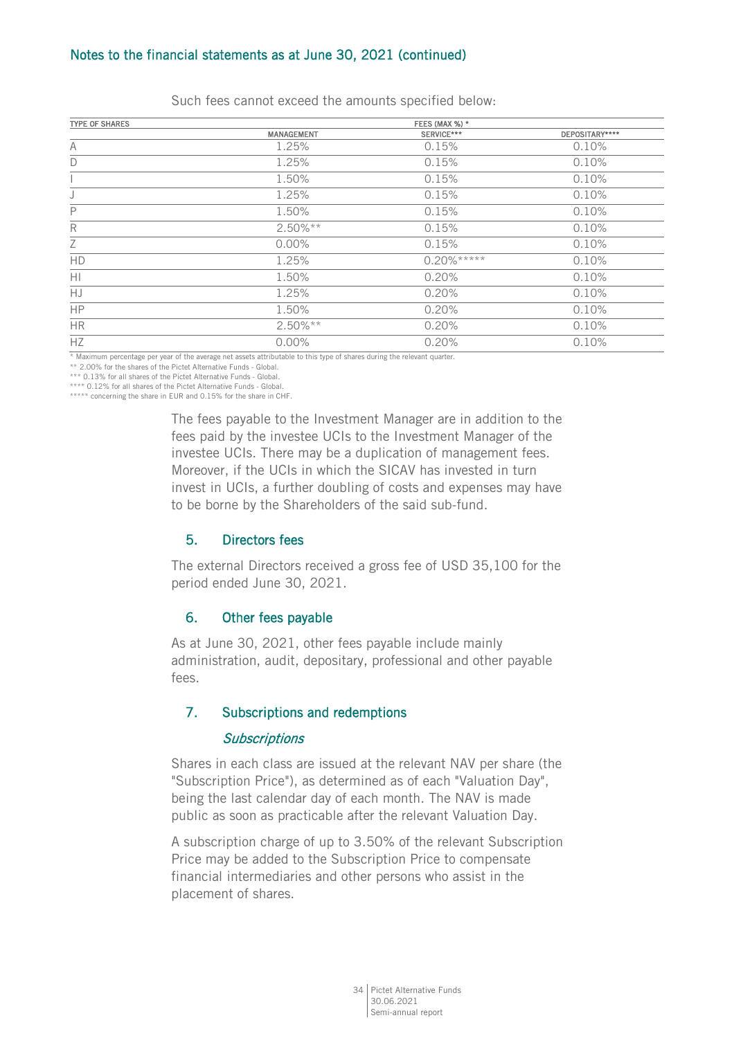## Notes to the financial statements as at June 30, 2021 (continued)

Such fees cannot exceed the amounts specified below:

| TYPE OF SHARES | FEES (MAX %) * | | |
|---|---|---|---|
| | MANAGEMENT | SERVICE*** | DEPOSITARY**** |
| A | 1.25% | 0.15% | 0.10% |
| D | 1.25% | 0.15% | 0.10% |
| I | 1.50% | 0.15% | 0.10% |
| J | 1.25% | 0.15% | 0.10% |
| P | 1.50% | 0.15% | 0.10% |
| R | 2.50%** | 0.15% | 0.10% |
| Z | 0.00% | 0.15% | 0.10% |
| HD | 1.25% | 0.20%***** | 0.10% |
| HI | 1.50% | 0.20% | 0.10% |
| HJ | 1.25% | 0.20% | 0.10% |
| HP | 1.50% | 0.20% | 0.10% |
| HR | 2.50%** | 0.20% | 0.10% |
| HZ | 0.00% | 0.20% | 0.10% |

* Maximum percentage per year of the average net assets attributable to this type of shares during the relevant quarter.

** 2.00% for the shares of the Pictet Alternative Funds - Global.

*** 0.13% for all shares of the Pictet Alternative Funds - Global.

**** 0.12% for all shares of the Pictet Alternative Funds - Global.

***** concerning the share in EUR and 0.15% for the share in CHF.

The fees payable to the Investment Manager are in addition to the fees paid by the investee UCIs to the Investment Manager of the investee UCIs. There may be a duplication of management fees. Moreover, if the UCIs in which the SICAV has invested in turn invest in UCIs, a further doubling of costs and expenses may have to be borne by the Shareholders of the said sub-fund.

### 5. Directors fees

The external Directors received a gross fee of USD 35,100 for the period ended June 30, 2021.

### 6. Other fees payable

As at June 30, 2021, other fees payable include mainly administration, audit, depositary, professional and other payable fees.

### 7. Subscriptions and redemptions

#### *Subscriptions*

Shares in each class are issued at the relevant NAV per share (the "Subscription Price"), as determined as of each "Valuation Day", being the last calendar day of each month. The NAV is made public as soon as practicable after the relevant Valuation Day.

A subscription charge of up to 3.50% of the relevant Subscription Price may be added to the Subscription Price to compensate financial intermediaries and other persons who assist in the placement of shares.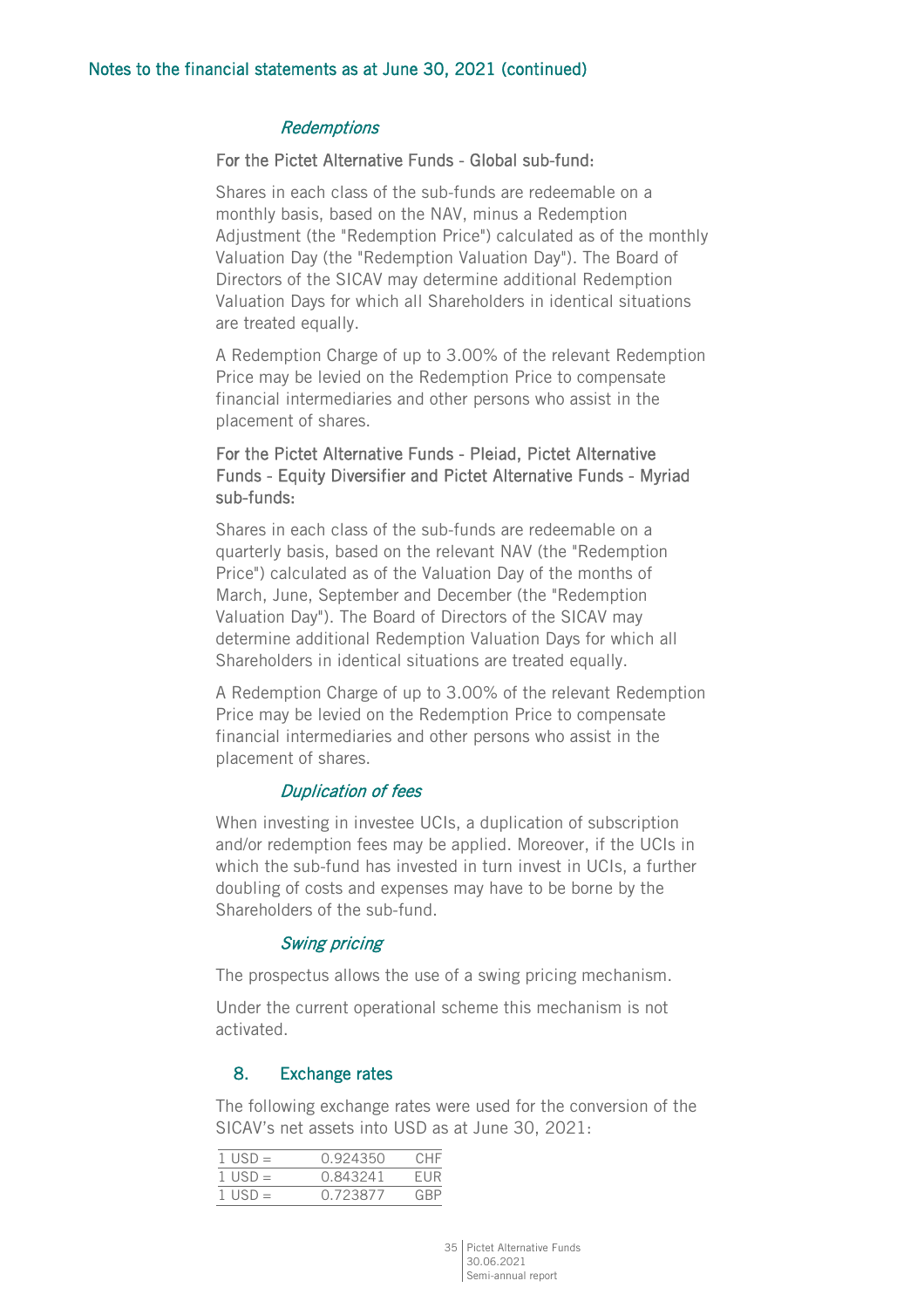*Redemptions*

For the Pictet Alternative Funds - Global sub-fund:

Shares in each class of the sub-funds are redeemable on a monthly basis, based on the NAV, minus a Redemption Adjustment (the "Redemption Price") calculated as of the monthly Valuation Day (the "Redemption Valuation Day"). The Board of Directors of the SICAV may determine additional Redemption Valuation Days for which all Shareholders in identical situations are treated equally.

A Redemption Charge of up to 3.00% of the relevant Redemption Price may be levied on the Redemption Price to compensate financial intermediaries and other persons who assist in the placement of shares.

For the Pictet Alternative Funds - Pleiad, Pictet Alternative Funds - Equity Diversifier and Pictet Alternative Funds - Myriad sub-funds:

Shares in each class of the sub-funds are redeemable on a quarterly basis, based on the relevant NAV (the "Redemption Price") calculated as of the Valuation Day of the months of March, June, September and December (the "Redemption Valuation Day"). The Board of Directors of the SICAV may determine additional Redemption Valuation Days for which all Shareholders in identical situations are treated equally.

A Redemption Charge of up to 3.00% of the relevant Redemption Price may be levied on the Redemption Price to compensate financial intermediaries and other persons who assist in the placement of shares.

*Duplication of fees*

When investing in investee UCIs, a duplication of subscription and/or redemption fees may be applied. Moreover, if the UCIs in which the sub-fund has invested in turn invest in UCIs, a further doubling of costs and expenses may have to be borne by the Shareholders of the sub-fund.

*Swing pricing*

The prospectus allows the use of a swing pricing mechanism.

Under the current operational scheme this mechanism is not activated.

## 8. Exchange rates

The following exchange rates were used for the conversion of the SICAV's net assets into USD as at June 30, 2021:

| | | |
|---|---|---|
| 1 USD = | 0.924350 | CHF |
| 1 USD = | 0.843241 | EUR |
| 1 USD = | 0.723877 | GBP |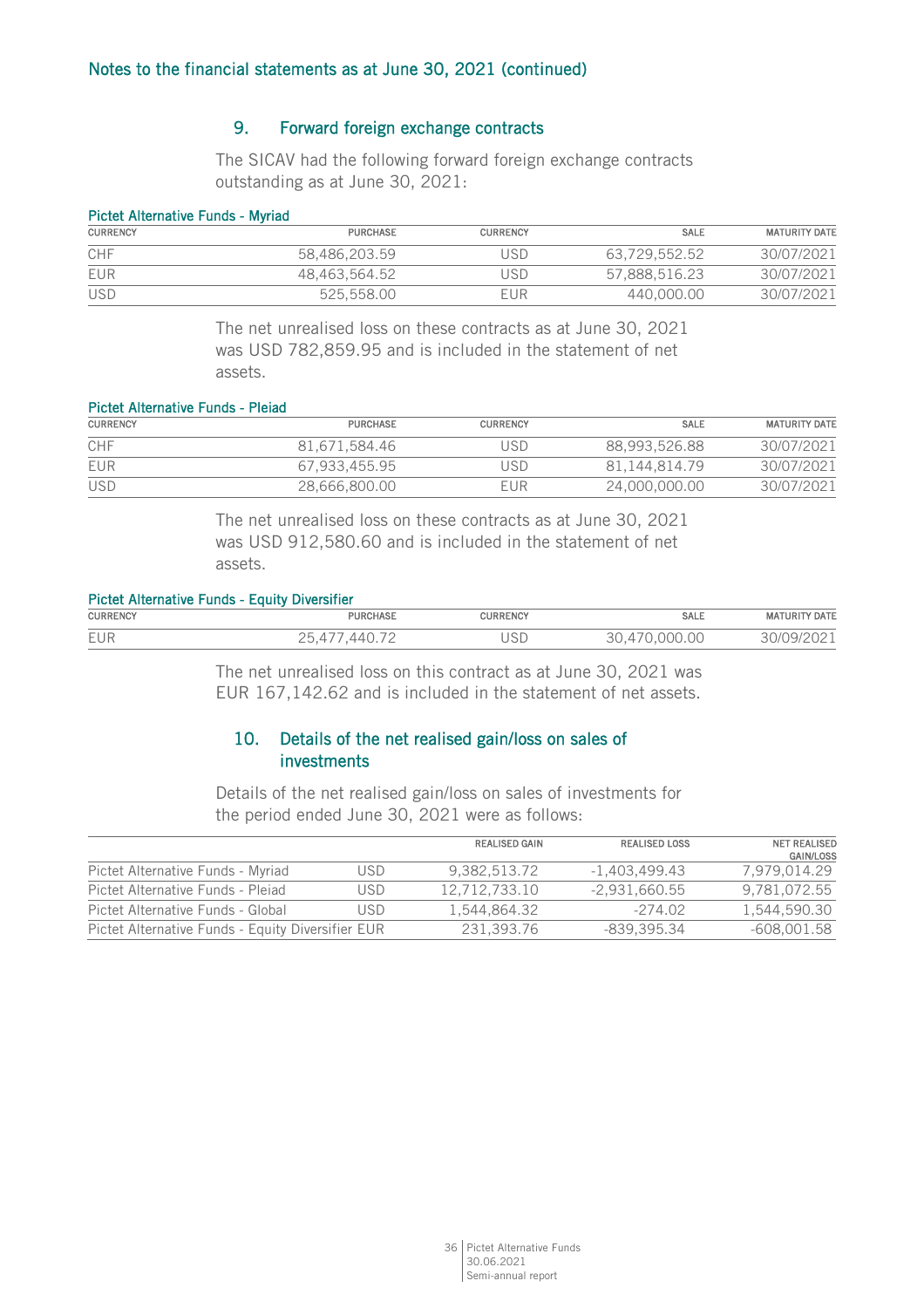## Notes to the financial statements as at June 30, 2021 (continued)

### 9. Forward foreign exchange contracts

The SICAV had the following forward foreign exchange contracts outstanding as at June 30, 2021:

**Pictet Alternative Funds - Myriad**

| CURRENCY | PURCHASE | CURRENCY | SALE | MATURITY DATE |
|---|---|---|---|---|
| CHF | 58,486,203.59 | USD | 63,729,552.52 | 30/07/2021 |
| EUR | 48,463,564.52 | USD | 57,888,516.23 | 30/07/2021 |
| USD | 525,558.00 | EUR | 440,000.00 | 30/07/2021 |

The net unrealised loss on these contracts as at June 30, 2021 was USD 782,859.95 and is included in the statement of net assets.

**Pictet Alternative Funds - Pleiad**

| CURRENCY | PURCHASE | CURRENCY | SALE | MATURITY DATE |
|---|---|---|---|---|
| CHF | 81,671,584.46 | USD | 88,993,526.88 | 30/07/2021 |
| EUR | 67,933,455.95 | USD | 81,144,814.79 | 30/07/2021 |
| USD | 28,666,800.00 | EUR | 24,000,000.00 | 30/07/2021 |

The net unrealised loss on these contracts as at June 30, 2021 was USD 912,580.60 and is included in the statement of net assets.

**Pictet Alternative Funds - Equity Diversifier**

| CURRENCY | PURCHASE | CURRENCY | SALE | MATURITY DATE |
|---|---|---|---|---|
| EUR | 25,477,440.72 | USD | 30,470,000.00 | 30/09/2021 |

The net unrealised loss on this contract as at June 30, 2021 was EUR 167,142.62 and is included in the statement of net assets.

### 10. Details of the net realised gain/loss on sales of investments

Details of the net realised gain/loss on sales of investments for the period ended June 30, 2021 were as follows:

| | | REALISED GAIN | REALISED LOSS | NET REALISED GAIN/LOSS |
|---|---|---|---|---|
| Pictet Alternative Funds - Myriad | USD | 9,382,513.72 | -1,403,499.43 | 7,979,014.29 |
| Pictet Alternative Funds - Pleiad | USD | 12,712,733.10 | -2,931,660.55 | 9,781,072.55 |
| Pictet Alternative Funds - Global | USD | 1,544,864.32 | -274.02 | 1,544,590.30 |
| Pictet Alternative Funds - Equity Diversifier | EUR | 231,393.76 | -839,395.34 | -608,001.58 |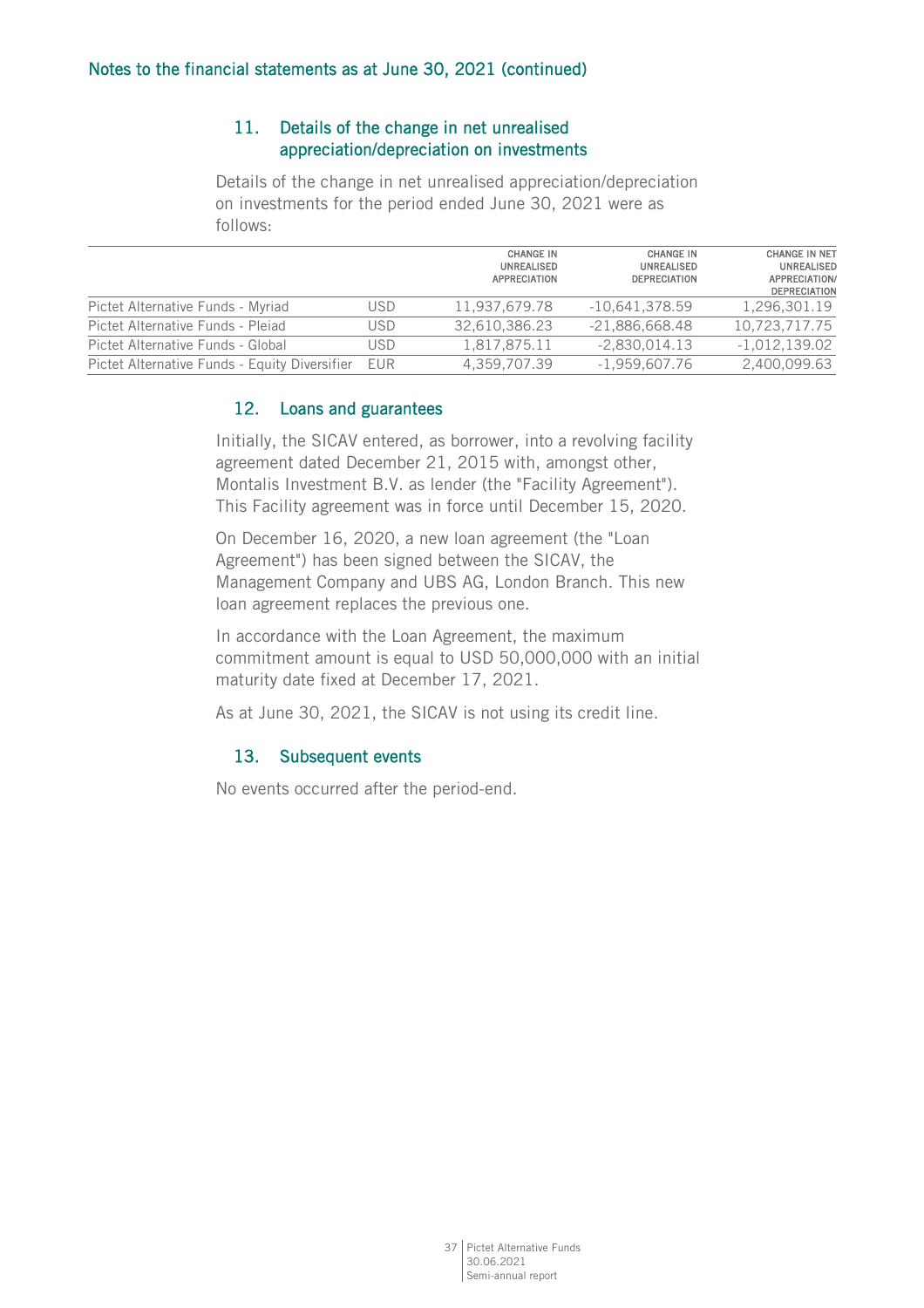## Notes to the financial statements as at June 30, 2021 (continued)

### 11. Details of the change in net unrealised appreciation/depreciation on investments

Details of the change in net unrealised appreciation/depreciation on investments for the period ended June 30, 2021 were as follows:

| | | CHANGE IN UNREALISED APPRECIATION | CHANGE IN UNREALISED DEPRECIATION | CHANGE IN NET UNREALISED APPRECIATION/ DEPRECIATION |
|---|---|---|---|---|
| Pictet Alternative Funds - Myriad | USD | 11,937,679.78 | -10,641,378.59 | 1,296,301.19 |
| Pictet Alternative Funds - Pleiad | USD | 32,610,386.23 | -21,886,668.48 | 10,723,717.75 |
| Pictet Alternative Funds - Global | USD | 1,817,875.11 | -2,830,014.13 | -1,012,139.02 |
| Pictet Alternative Funds - Equity Diversifier | EUR | 4,359,707.39 | -1,959,607.76 | 2,400,099.63 |

### 12. Loans and guarantees

Initially, the SICAV entered, as borrower, into a revolving facility agreement dated December 21, 2015 with, amongst other, Montalis Investment B.V. as lender (the "Facility Agreement"). This Facility agreement was in force until December 15, 2020.

On December 16, 2020, a new loan agreement (the "Loan Agreement") has been signed between the SICAV, the Management Company and UBS AG, London Branch. This new loan agreement replaces the previous one.

In accordance with the Loan Agreement, the maximum commitment amount is equal to USD 50,000,000 with an initial maturity date fixed at December 17, 2021.

As at June 30, 2021, the SICAV is not using its credit line.

### 13. Subsequent events

No events occurred after the period-end.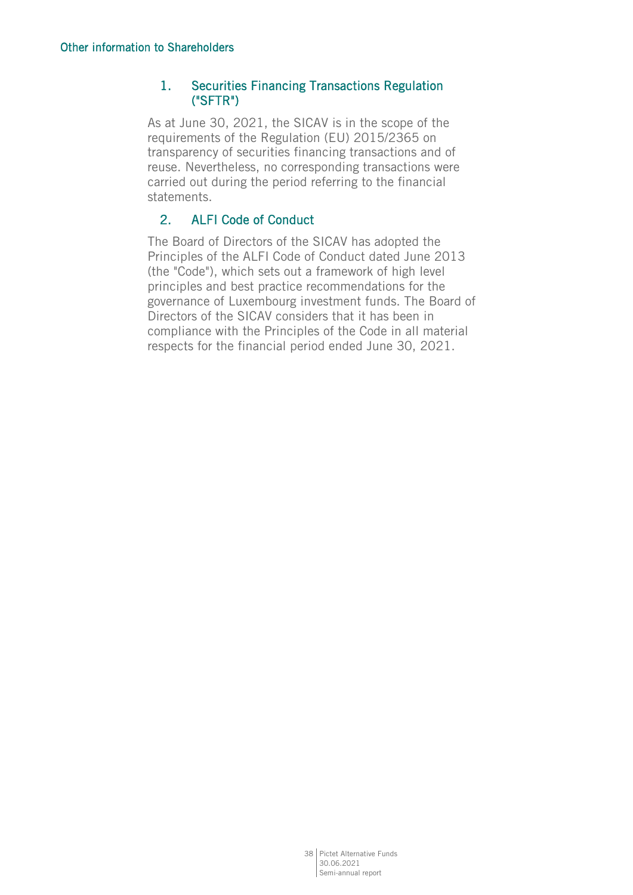# Other information to Shareholders

## 1. Securities Financing Transactions Regulation ("SFTR")

As at June 30, 2021, the SICAV is in the scope of the requirements of the Regulation (EU) 2015/2365 on transparency of securities financing transactions and of reuse. Nevertheless, no corresponding transactions were carried out during the period referring to the financial statements.

## 2. ALFI Code of Conduct

The Board of Directors of the SICAV has adopted the Principles of the ALFI Code of Conduct dated June 2013 (the "Code"), which sets out a framework of high level principles and best practice recommendations for the governance of Luxembourg investment funds. The Board of Directors of the SICAV considers that it has been in compliance with the Principles of the Code in all material respects for the financial period ended June 30, 2021.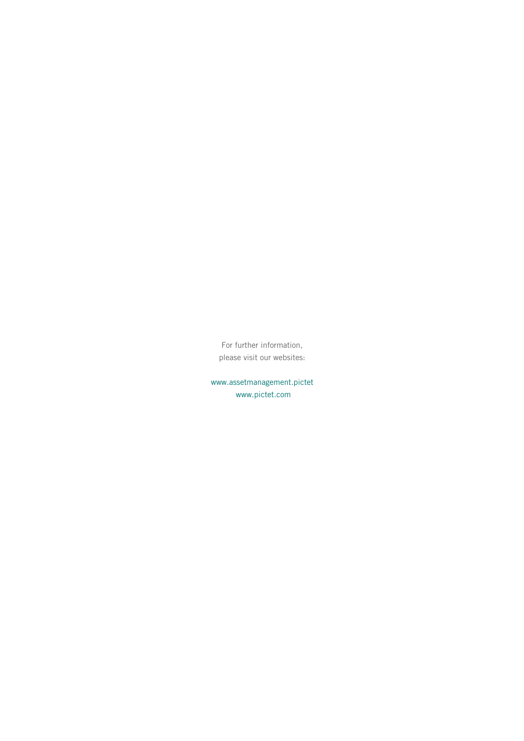For further information,
please visit our websites:

www.assetmanagement.pictet
www.pictet.com